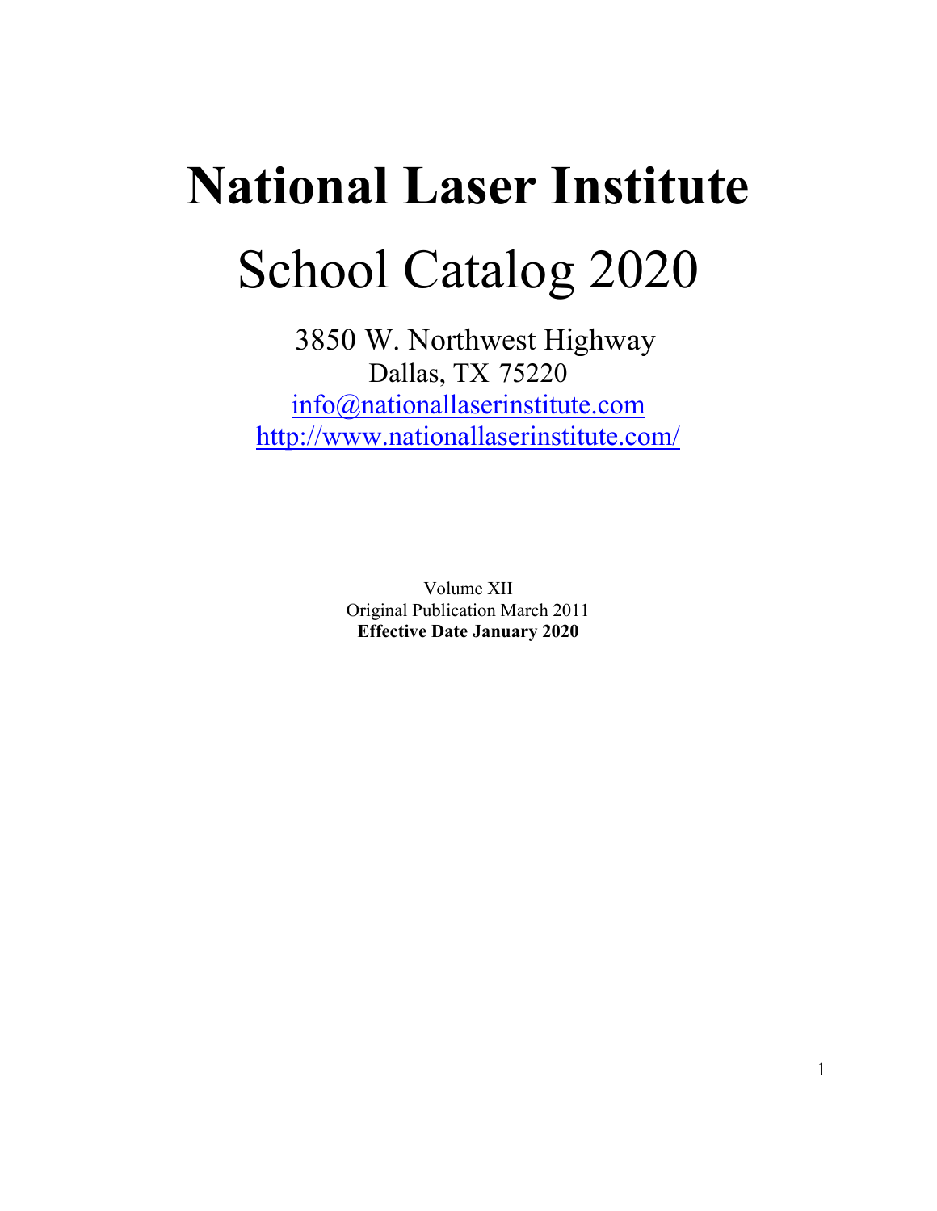# National Laser Institute

# School Catalog 2020

3850 W. Northwest Highway
Dallas, TX 75220
info@nationallaserinstitute.com
http://www.nationallaserinstitute.com/

Volume XII
Original Publication March 2011
**Effective Date January 2020**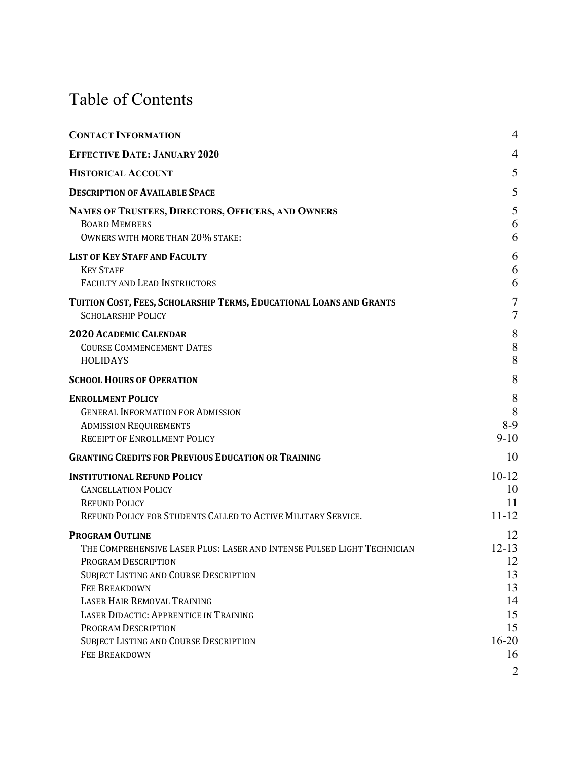# Table of Contents

| | |
|---|---|
| **CONTACT INFORMATION** | 4 |
| **EFFECTIVE DATE: JANUARY 2020** | 4 |
| **HISTORICAL ACCOUNT** | 5 |
| **DESCRIPTION OF AVAILABLE SPACE** | 5 |
| **NAMES OF TRUSTEES, DIRECTORS, OFFICERS, AND OWNERS** | 5 |
| BOARD MEMBERS | 6 |
| OWNERS WITH MORE THAN 20% STAKE: | 6 |
| **LIST OF KEY STAFF AND FACULTY** | 6 |
| KEY STAFF | 6 |
| FACULTY AND LEAD INSTRUCTORS | 6 |
| **TUITION COST, FEES, SCHOLARSHIP TERMS, EDUCATIONAL LOANS AND GRANTS** | 7 |
| SCHOLARSHIP POLICY | 7 |
| **2020 ACADEMIC CALENDAR** | 8 |
| COURSE COMMENCEMENT DATES | 8 |
| HOLIDAYS | 8 |
| **SCHOOL HOURS OF OPERATION** | 8 |
| **ENROLLMENT POLICY** | 8 |
| GENERAL INFORMATION FOR ADMISSION | 8 |
| ADMISSION REQUIREMENTS | 8-9 |
| RECEIPT OF ENROLLMENT POLICY | 9-10 |
| **GRANTING CREDITS FOR PREVIOUS EDUCATION OR TRAINING** | 10 |
| **INSTITUTIONAL REFUND POLICY** | 10-12 |
| CANCELLATION POLICY | 10 |
| REFUND POLICY | 11 |
| REFUND POLICY FOR STUDENTS CALLED TO ACTIVE MILITARY SERVICE. | 11-12 |
| **PROGRAM OUTLINE** | 12 |
| THE COMPREHENSIVE LASER PLUS: LASER AND INTENSE PULSED LIGHT TECHNICIAN | 12-13 |
| PROGRAM DESCRIPTION | 12 |
| SUBJECT LISTING AND COURSE DESCRIPTION | 13 |
| FEE BREAKDOWN | 13 |
| LASER HAIR REMOVAL TRAINING | 14 |
| LASER DIDACTIC: APPRENTICE IN TRAINING | 15 |
| PROGRAM DESCRIPTION | 15 |
| SUBJECT LISTING AND COURSE DESCRIPTION | 16-20 |
| FEE BREAKDOWN | 16 |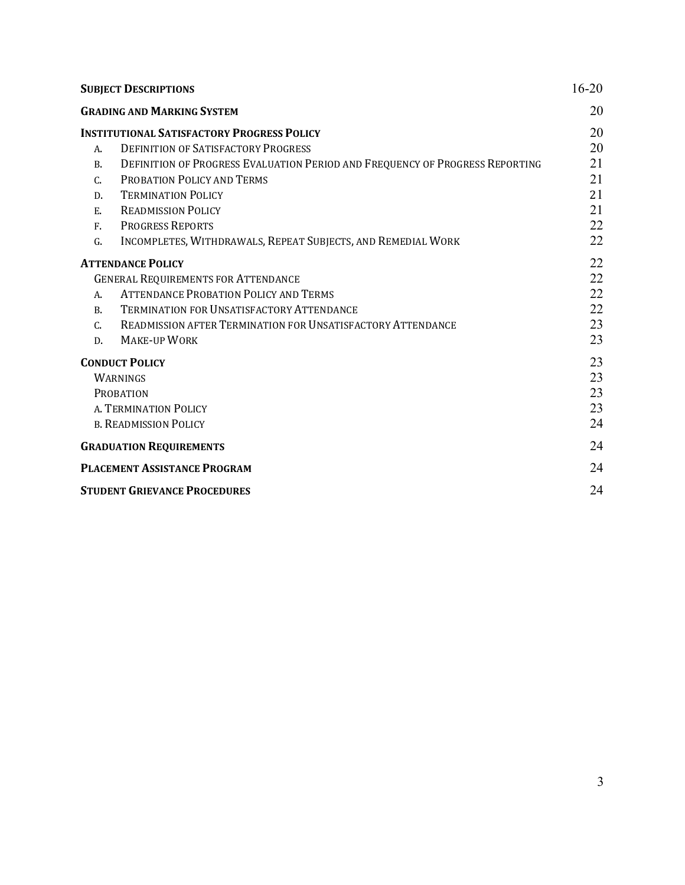| | |
|---|---|
| **SUBJECT DESCRIPTIONS** | 16-20 |
| **GRADING AND MARKING SYSTEM** | 20 |
| **INSTITUTIONAL SATISFACTORY PROGRESS POLICY** | 20 |
| A. DEFINITION OF SATISFACTORY PROGRESS | 20 |
| B. DEFINITION OF PROGRESS EVALUATION PERIOD AND FREQUENCY OF PROGRESS REPORTING | 21 |
| C. PROBATION POLICY AND TERMS | 21 |
| D. TERMINATION POLICY | 21 |
| E. READMISSION POLICY | 21 |
| F. PROGRESS REPORTS | 22 |
| G. INCOMPLETES, WITHDRAWALS, REPEAT SUBJECTS, AND REMEDIAL WORK | 22 |
| **ATTENDANCE POLICY** | 22 |
| GENERAL REQUIREMENTS FOR ATTENDANCE | 22 |
| A. ATTENDANCE PROBATION POLICY AND TERMS | 22 |
| B. TERMINATION FOR UNSATISFACTORY ATTENDANCE | 22 |
| C. READMISSION AFTER TERMINATION FOR UNSATISFACTORY ATTENDANCE | 23 |
| D. MAKE-UP WORK | 23 |
| **CONDUCT POLICY** | 23 |
| WARNINGS | 23 |
| PROBATION | 23 |
| A. TERMINATION POLICY | 23 |
| B. READMISSION POLICY | 24 |
| **GRADUATION REQUIREMENTS** | 24 |
| **PLACEMENT ASSISTANCE PROGRAM** | 24 |
| **STUDENT GRIEVANCE PROCEDURES** | 24 |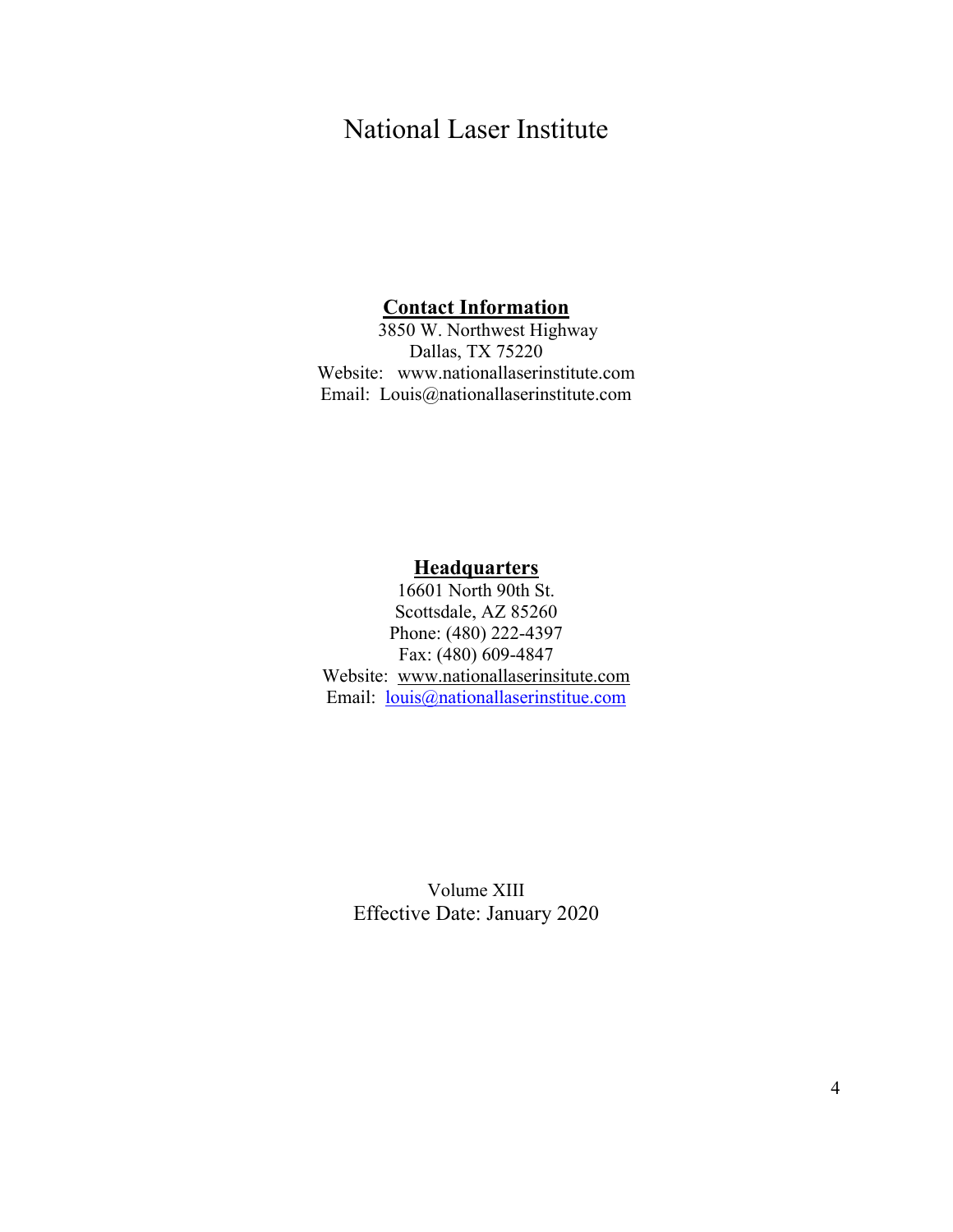# National Laser Institute

**Contact Information**

3850 W. Northwest Highway
Dallas, TX 75220
Website: www.nationallaserinstitute.com
Email: Louis@nationallaserinstitute.com

**Headquarters**

16601 North 90th St.
Scottsdale, AZ 85260
Phone: (480) 222-4397
Fax: (480) 609-4847
Website: www.nationallaserinsitute.com
Email: louis@nationallaserinstitue.com

Volume XIII
Effective Date: January 2020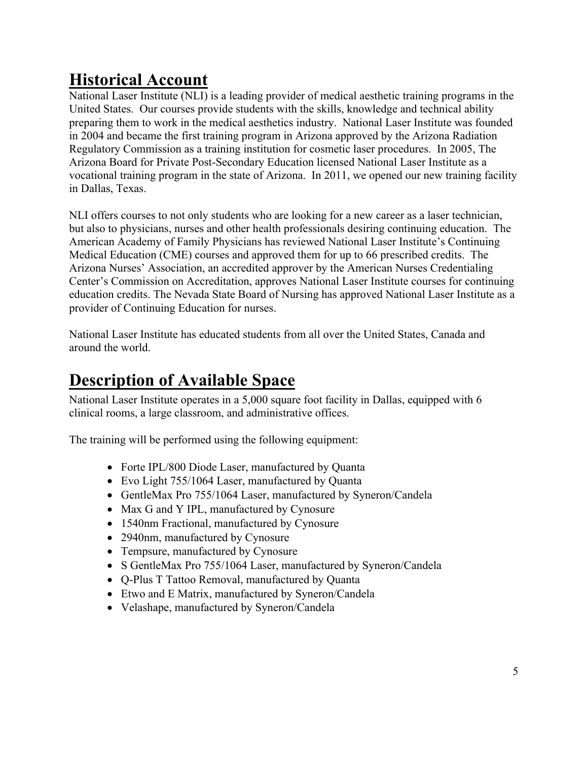# Historical Account

National Laser Institute (NLI) is a leading provider of medical aesthetic training programs in the United States. Our courses provide students with the skills, knowledge and technical ability preparing them to work in the medical aesthetics industry. National Laser Institute was founded in 2004 and became the first training program in Arizona approved by the Arizona Radiation Regulatory Commission as a training institution for cosmetic laser procedures. In 2005, The Arizona Board for Private Post-Secondary Education licensed National Laser Institute as a vocational training program in the state of Arizona. In 2011, we opened our new training facility in Dallas, Texas.

NLI offers courses to not only students who are looking for a new career as a laser technician, but also to physicians, nurses and other health professionals desiring continuing education. The American Academy of Family Physicians has reviewed National Laser Institute's Continuing Medical Education (CME) courses and approved them for up to 66 prescribed credits. The Arizona Nurses' Association, an accredited approver by the American Nurses Credentialing Center's Commission on Accreditation, approves National Laser Institute courses for continuing education credits. The Nevada State Board of Nursing has approved National Laser Institute as a provider of Continuing Education for nurses.

National Laser Institute has educated students from all over the United States, Canada and around the world.

# Description of Available Space

National Laser Institute operates in a 5,000 square foot facility in Dallas, equipped with 6 clinical rooms, a large classroom, and administrative offices.

The training will be performed using the following equipment:

- Forte IPL/800 Diode Laser, manufactured by Quanta
- Evo Light 755/1064 Laser, manufactured by Quanta
- GentleMax Pro 755/1064 Laser, manufactured by Syneron/Candela
- Max G and Y IPL, manufactured by Cynosure
- 1540nm Fractional, manufactured by Cynosure
- 2940nm, manufactured by Cynosure
- Tempsure, manufactured by Cynosure
- S GentleMax Pro 755/1064 Laser, manufactured by Syneron/Candela
- Q-Plus T Tattoo Removal, manufactured by Quanta
- Etwo and E Matrix, manufactured by Syneron/Candela
- Velashape, manufactured by Syneron/Candela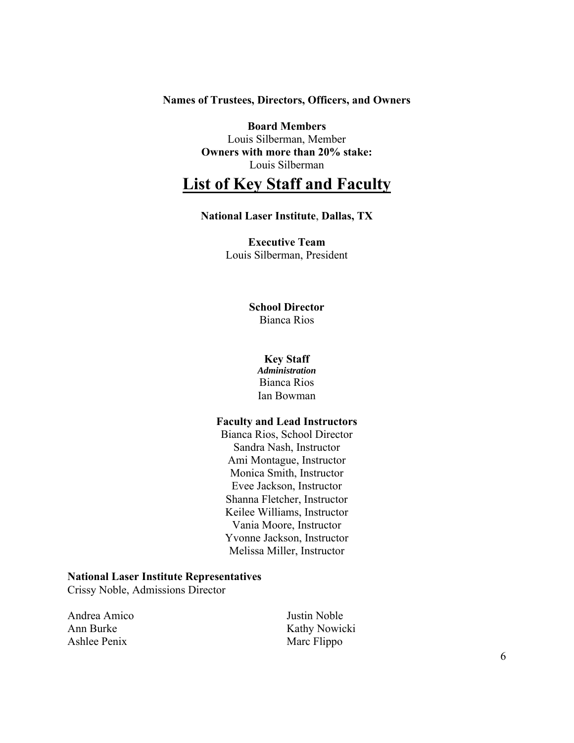**Names of Trustees, Directors, Officers, and Owners**

**Board Members**
Louis Silberman, Member
**Owners with more than 20% stake:**
Louis Silberman

# List of Key Staff and Faculty

**National Laser Institute**, **Dallas, TX**

**Executive Team**
Louis Silberman, President

**School Director**
Bianca Rios

**Key Staff**
***Administration***
Bianca Rios
Ian Bowman

**Faculty and Lead Instructors**
Bianca Rios, School Director
Sandra Nash, Instructor
Ami Montague, Instructor
Monica Smith, Instructor
Evee Jackson, Instructor
Shanna Fletcher, Instructor
Keilee Williams, Instructor
Vania Moore, Instructor
Yvonne Jackson, Instructor
Melissa Miller, Instructor

**National Laser Institute Representatives**
Crissy Noble, Admissions Director

Andrea Amico
Ann Burke
Ashlee Penix
Justin Noble
Kathy Nowicki
Marc Flippo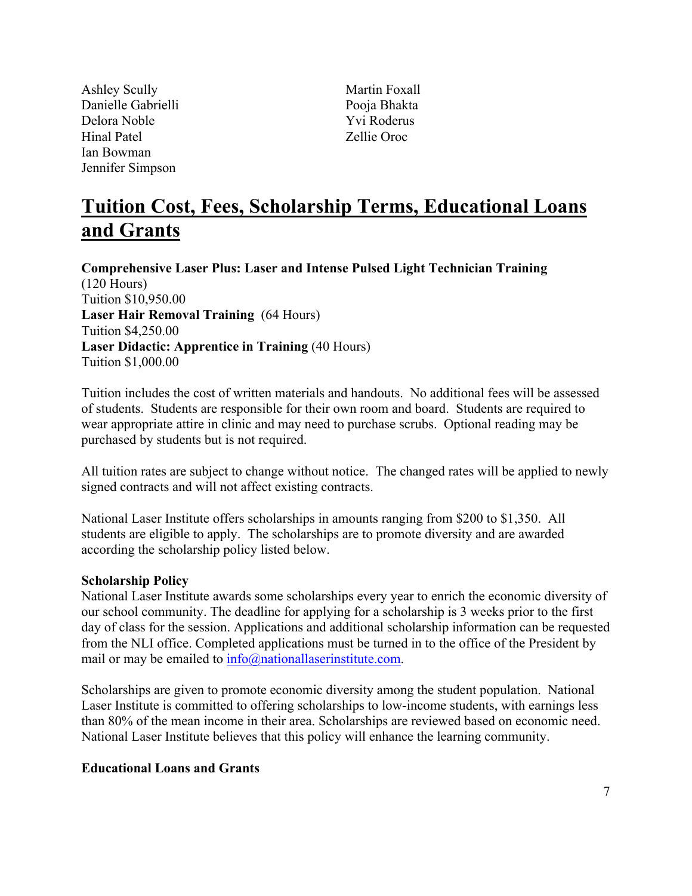Ashley Scully
Danielle Gabrielli
Delora Noble
Hinal Patel
Ian Bowman
Jennifer Simpson
Martin Foxall
Pooja Bhakta
Yvi Roderus
Zellie Oroc

## Tuition Cost, Fees, Scholarship Terms, Educational Loans and Grants

**Comprehensive Laser Plus: Laser and Intense Pulsed Light Technician Training** (120 Hours)
Tuition $10,950.00
**Laser Hair Removal Training** (64 Hours)
Tuition $4,250.00
**Laser Didactic: Apprentice in Training** (40 Hours)
Tuition $1,000.00

Tuition includes the cost of written materials and handouts. No additional fees will be assessed of students. Students are responsible for their own room and board. Students are required to wear appropriate attire in clinic and may need to purchase scrubs. Optional reading may be purchased by students but is not required.

All tuition rates are subject to change without notice. The changed rates will be applied to newly signed contracts and will not affect existing contracts.

National Laser Institute offers scholarships in amounts ranging from $200 to $1,350. All students are eligible to apply. The scholarships are to promote diversity and are awarded according the scholarship policy listed below.

**Scholarship Policy**
National Laser Institute awards some scholarships every year to enrich the economic diversity of our school community. The deadline for applying for a scholarship is 3 weeks prior to the first day of class for the session. Applications and additional scholarship information can be requested from the NLI office. Completed applications must be turned in to the office of the President by mail or may be emailed to info@nationallaserinstitute.com.

Scholarships are given to promote economic diversity among the student population. National Laser Institute is committed to offering scholarships to low-income students, with earnings less than 80% of the mean income in their area. Scholarships are reviewed based on economic need. National Laser Institute believes that this policy will enhance the learning community.

**Educational Loans and Grants**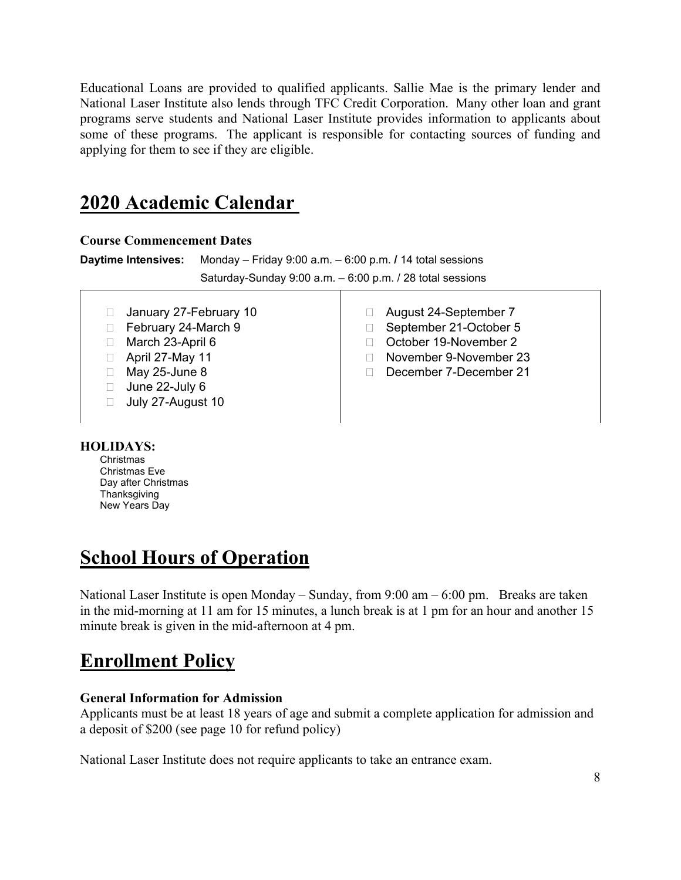Educational Loans are provided to qualified applicants. Sallie Mae is the primary lender and National Laser Institute also lends through TFC Credit Corporation. Many other loan and grant programs serve students and National Laser Institute provides information to applicants about some of these programs. The applicant is responsible for contacting sources of funding and applying for them to see if they are eligible.

# 2020 Academic Calendar

**Course Commencement Dates**

**Daytime Intensives:** Monday – Friday 9:00 a.m. – 6:00 p.m. / 14 total sessions
Saturday-Sunday 9:00 a.m. – 6:00 p.m. / 28 total sessions

- January 27-February 10
- February 24-March 9
- March 23-April 6
- April 27-May 11
- May 25-June 8
- June 22-July 6
- July 27-August 10
- August 24-September 7
- September 21-October 5
- October 19-November 2
- November 9-November 23
- December 7-December 21

**HOLIDAYS:**

Christmas
Christmas Eve
Day after Christmas
Thanksgiving
New Years Day

# School Hours of Operation

National Laser Institute is open Monday – Sunday, from 9:00 am – 6:00 pm. Breaks are taken in the mid-morning at 11 am for 15 minutes, a lunch break is at 1 pm for an hour and another 15 minute break is given in the mid-afternoon at 4 pm.

# Enrollment Policy

**General Information for Admission**

Applicants must be at least 18 years of age and submit a complete application for admission and a deposit of $200 (see page 10 for refund policy)

National Laser Institute does not require applicants to take an entrance exam.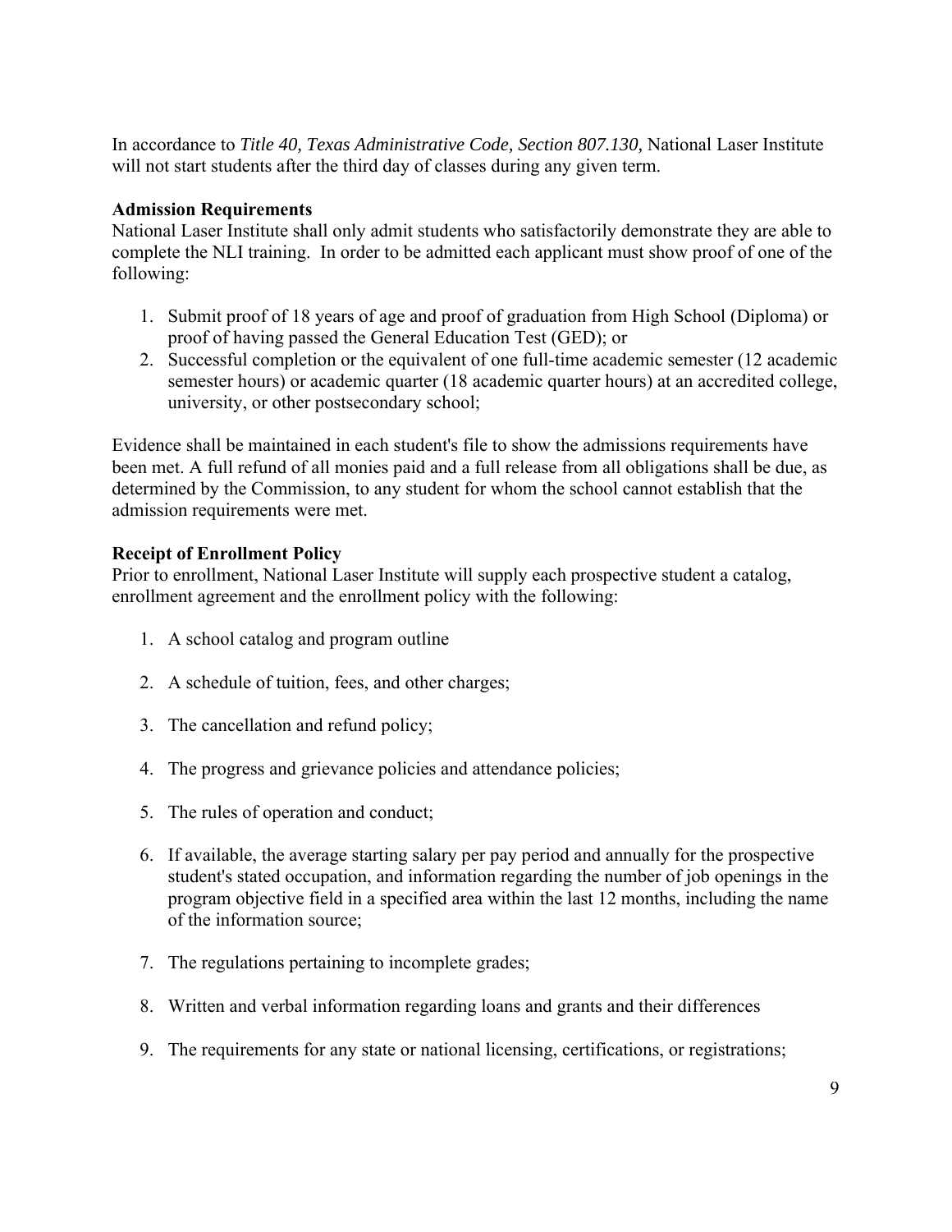In accordance to *Title 40, Texas Administrative Code, Section 807.130,* National Laser Institute will not start students after the third day of classes during any given term.

**Admission Requirements**

National Laser Institute shall only admit students who satisfactorily demonstrate they are able to complete the NLI training. In order to be admitted each applicant must show proof of one of the following:

1. Submit proof of 18 years of age and proof of graduation from High School (Diploma) or proof of having passed the General Education Test (GED); or
2. Successful completion or the equivalent of one full-time academic semester (12 academic semester hours) or academic quarter (18 academic quarter hours) at an accredited college, university, or other postsecondary school;

Evidence shall be maintained in each student's file to show the admissions requirements have been met. A full refund of all monies paid and a full release from all obligations shall be due, as determined by the Commission, to any student for whom the school cannot establish that the admission requirements were met.

**Receipt of Enrollment Policy**

Prior to enrollment, National Laser Institute will supply each prospective student a catalog, enrollment agreement and the enrollment policy with the following:

1. A school catalog and program outline
2. A schedule of tuition, fees, and other charges;
3. The cancellation and refund policy;
4. The progress and grievance policies and attendance policies;
5. The rules of operation and conduct;
6. If available, the average starting salary per pay period and annually for the prospective student's stated occupation, and information regarding the number of job openings in the program objective field in a specified area within the last 12 months, including the name of the information source;
7. The regulations pertaining to incomplete grades;
8. Written and verbal information regarding loans and grants and their differences
9. The requirements for any state or national licensing, certifications, or registrations;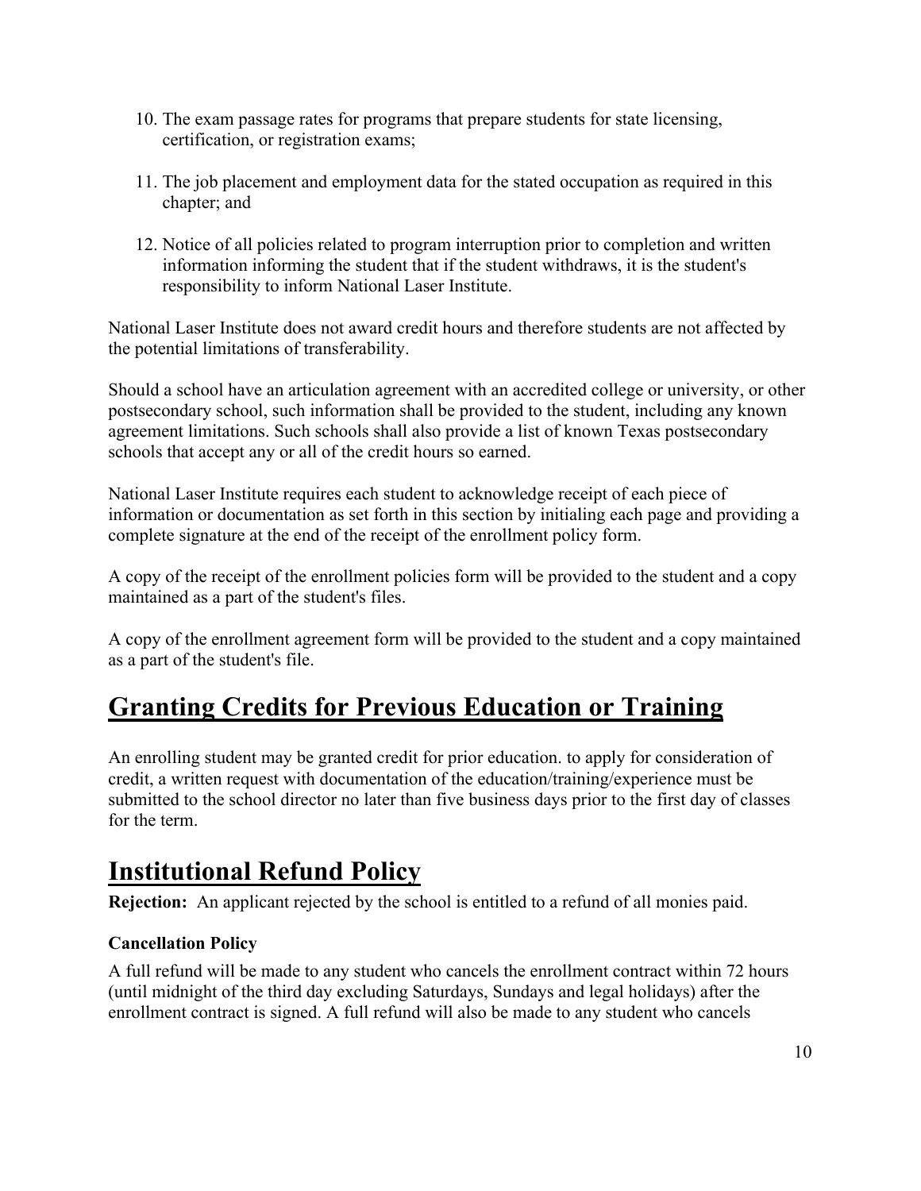10. The exam passage rates for programs that prepare students for state licensing, certification, or registration exams;

11. The job placement and employment data for the stated occupation as required in this chapter; and

12. Notice of all policies related to program interruption prior to completion and written information informing the student that if the student withdraws, it is the student's responsibility to inform National Laser Institute.

National Laser Institute does not award credit hours and therefore students are not affected by the potential limitations of transferability.

Should a school have an articulation agreement with an accredited college or university, or other postsecondary school, such information shall be provided to the student, including any known agreement limitations. Such schools shall also provide a list of known Texas postsecondary schools that accept any or all of the credit hours so earned.

National Laser Institute requires each student to acknowledge receipt of each piece of information or documentation as set forth in this section by initialing each page and providing a complete signature at the end of the receipt of the enrollment policy form.

A copy of the receipt of the enrollment policies form will be provided to the student and a copy maintained as a part of the student's files.

A copy of the enrollment agreement form will be provided to the student and a copy maintained as a part of the student's file.

# Granting Credits for Previous Education or Training

An enrolling student may be granted credit for prior education. to apply for consideration of credit, a written request with documentation of the education/training/experience must be submitted to the school director no later than five business days prior to the first day of classes for the term.

# Institutional Refund Policy

**Rejection:** An applicant rejected by the school is entitled to a refund of all monies paid.

### Cancellation Policy

A full refund will be made to any student who cancels the enrollment contract within 72 hours (until midnight of the third day excluding Saturdays, Sundays and legal holidays) after the enrollment contract is signed. A full refund will also be made to any student who cancels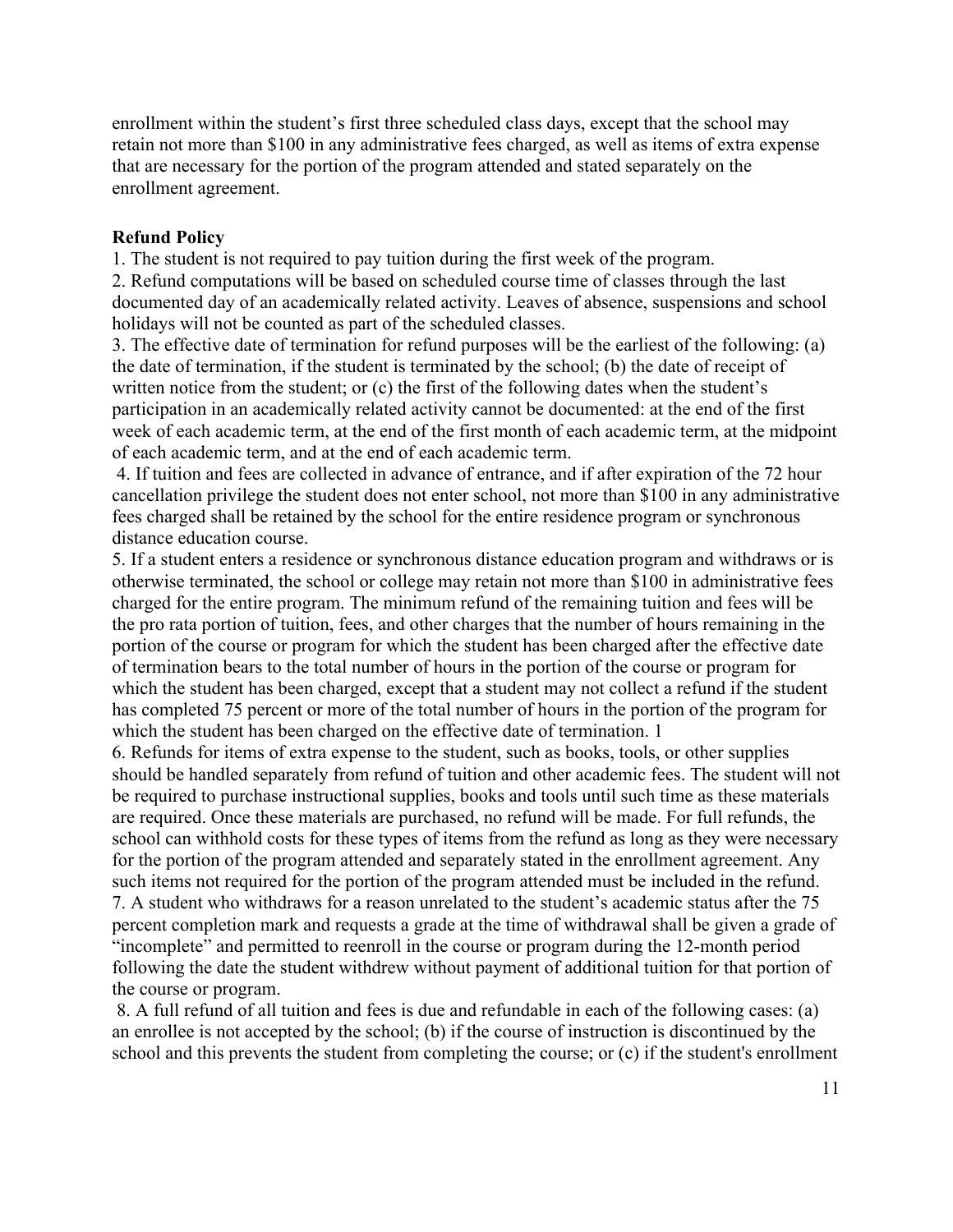enrollment within the student's first three scheduled class days, except that the school may retain not more than $100 in any administrative fees charged, as well as items of extra expense that are necessary for the portion of the program attended and stated separately on the enrollment agreement.

**Refund Policy**

1. The student is not required to pay tuition during the first week of the program.
2. Refund computations will be based on scheduled course time of classes through the last documented day of an academically related activity. Leaves of absence, suspensions and school holidays will not be counted as part of the scheduled classes.
3. The effective date of termination for refund purposes will be the earliest of the following: (a) the date of termination, if the student is terminated by the school; (b) the date of receipt of written notice from the student; or (c) the first of the following dates when the student's participation in an academically related activity cannot be documented: at the end of the first week of each academic term, at the end of the first month of each academic term, at the midpoint of each academic term, and at the end of each academic term.
4. If tuition and fees are collected in advance of entrance, and if after expiration of the 72 hour cancellation privilege the student does not enter school, not more than $100 in any administrative fees charged shall be retained by the school for the entire residence program or synchronous distance education course.
5. If a student enters a residence or synchronous distance education program and withdraws or is otherwise terminated, the school or college may retain not more than $100 in administrative fees charged for the entire program. The minimum refund of the remaining tuition and fees will be the pro rata portion of tuition, fees, and other charges that the number of hours remaining in the portion of the course or program for which the student has been charged after the effective date of termination bears to the total number of hours in the portion of the course or program for which the student has been charged, except that a student may not collect a refund if the student has completed 75 percent or more of the total number of hours in the portion of the program for which the student has been charged on the effective date of termination. 1
6. Refunds for items of extra expense to the student, such as books, tools, or other supplies should be handled separately from refund of tuition and other academic fees. The student will not be required to purchase instructional supplies, books and tools until such time as these materials are required. Once these materials are purchased, no refund will be made. For full refunds, the school can withhold costs for these types of items from the refund as long as they were necessary for the portion of the program attended and separately stated in the enrollment agreement. Any such items not required for the portion of the program attended must be included in the refund.
7. A student who withdraws for a reason unrelated to the student's academic status after the 75 percent completion mark and requests a grade at the time of withdrawal shall be given a grade of "incomplete" and permitted to reenroll in the course or program during the 12-month period following the date the student withdrew without payment of additional tuition for that portion of the course or program.
8. A full refund of all tuition and fees is due and refundable in each of the following cases: (a) an enrollee is not accepted by the school; (b) if the course of instruction is discontinued by the school and this prevents the student from completing the course; or (c) if the student's enrollment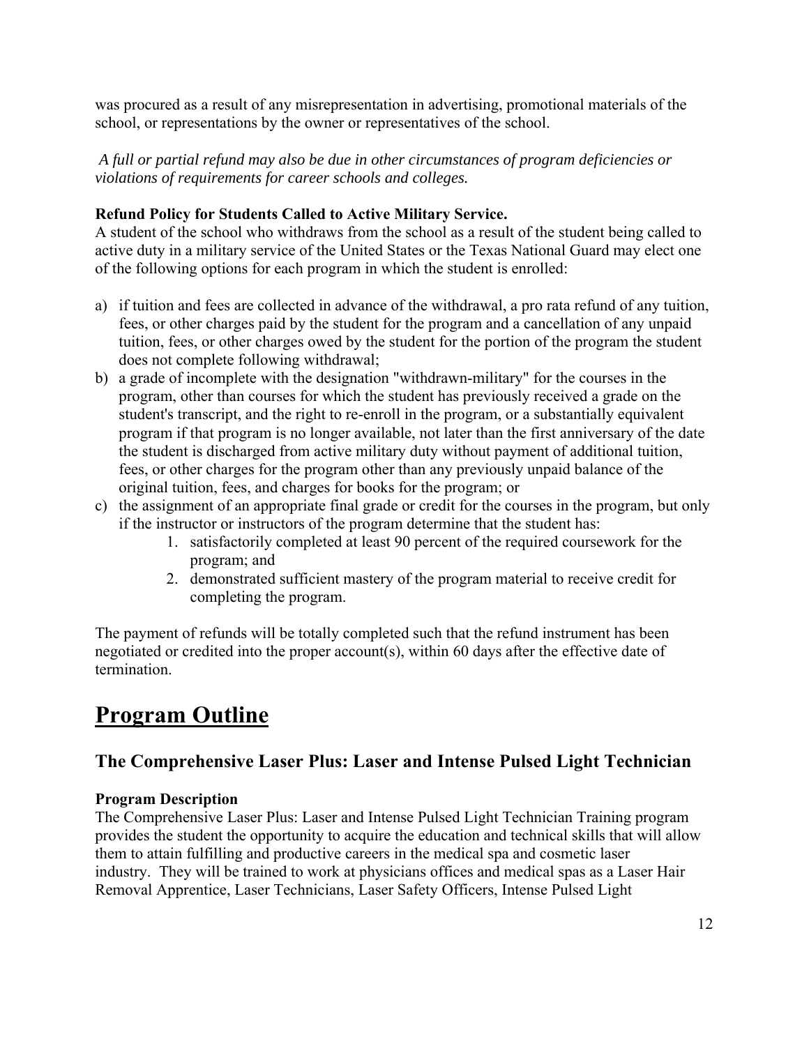was procured as a result of any misrepresentation in advertising, promotional materials of the school, or representations by the owner or representatives of the school.

*A full or partial refund may also be due in other circumstances of program deficiencies or violations of requirements for career schools and colleges.*

**Refund Policy for Students Called to Active Military Service.**
A student of the school who withdraws from the school as a result of the student being called to active duty in a military service of the United States or the Texas National Guard may elect one of the following options for each program in which the student is enrolled:

a) if tuition and fees are collected in advance of the withdrawal, a pro rata refund of any tuition, fees, or other charges paid by the student for the program and a cancellation of any unpaid tuition, fees, or other charges owed by the student for the portion of the program the student does not complete following withdrawal;
b) a grade of incomplete with the designation "withdrawn-military" for the courses in the program, other than courses for which the student has previously received a grade on the student's transcript, and the right to re-enroll in the program, or a substantially equivalent program if that program is no longer available, not later than the first anniversary of the date the student is discharged from active military duty without payment of additional tuition, fees, or other charges for the program other than any previously unpaid balance of the original tuition, fees, and charges for books for the program; or
c) the assignment of an appropriate final grade or credit for the courses in the program, but only if the instructor or instructors of the program determine that the student has:
    1. satisfactorily completed at least 90 percent of the required coursework for the program; and
    2. demonstrated sufficient mastery of the program material to receive credit for completing the program.

The payment of refunds will be totally completed such that the refund instrument has been negotiated or credited into the proper account(s), within 60 days after the effective date of termination.

# Program Outline

## The Comprehensive Laser Plus: Laser and Intense Pulsed Light Technician

**Program Description**
The Comprehensive Laser Plus: Laser and Intense Pulsed Light Technician Training program provides the student the opportunity to acquire the education and technical skills that will allow them to attain fulfilling and productive careers in the medical spa and cosmetic laser industry. They will be trained to work at physicians offices and medical spas as a Laser Hair Removal Apprentice, Laser Technicians, Laser Safety Officers, Intense Pulsed Light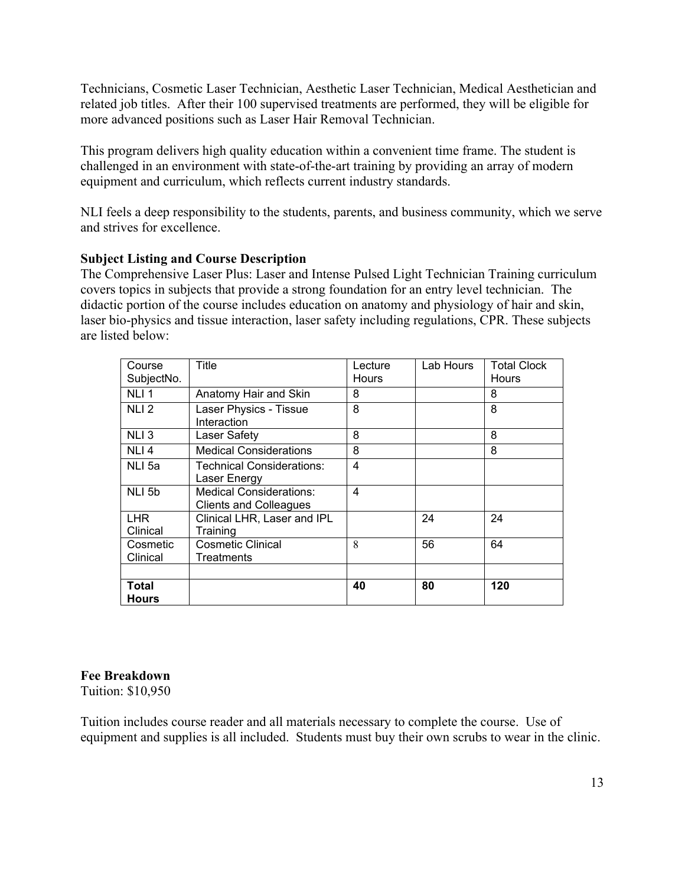Technicians, Cosmetic Laser Technician, Aesthetic Laser Technician, Medical Aesthetician and related job titles. After their 100 supervised treatments are performed, they will be eligible for more advanced positions such as Laser Hair Removal Technician.

This program delivers high quality education within a convenient time frame. The student is challenged in an environment with state-of-the-art training by providing an array of modern equipment and curriculum, which reflects current industry standards.

NLI feels a deep responsibility to the students, parents, and business community, which we serve and strives for excellence.

**Subject Listing and Course Description**

The Comprehensive Laser Plus: Laser and Intense Pulsed Light Technician Training curriculum covers topics in subjects that provide a strong foundation for an entry level technician. The didactic portion of the course includes education on anatomy and physiology of hair and skin, laser bio-physics and tissue interaction, laser safety including regulations, CPR. These subjects are listed below:

| Course SubjectNo. | Title | Lecture Hours | Lab Hours | Total Clock Hours |
|---|---|---|---|---|
| NLI 1 | Anatomy Hair and Skin | 8 | | 8 |
| NLI 2 | Laser Physics - Tissue Interaction | 8 | | 8 |
| NLI 3 | Laser Safety | 8 | | 8 |
| NLI 4 | Medical Considerations | 8 | | 8 |
| NLI 5a | Technical Considerations: Laser Energy | 4 | | |
| NLI 5b | Medical Considerations: Clients and Colleagues | 4 | | |
| LHR Clinical | Clinical LHR, Laser and IPL Training | | 24 | 24 |
| Cosmetic Clinical | Cosmetic Clinical Treatments | 8 | 56 | 64 |
| | | | | |
| **Total Hours** | | **40** | **80** | **120** |

**Fee Breakdown**

Tuition: $10,950

Tuition includes course reader and all materials necessary to complete the course. Use of equipment and supplies is all included. Students must buy their own scrubs to wear in the clinic.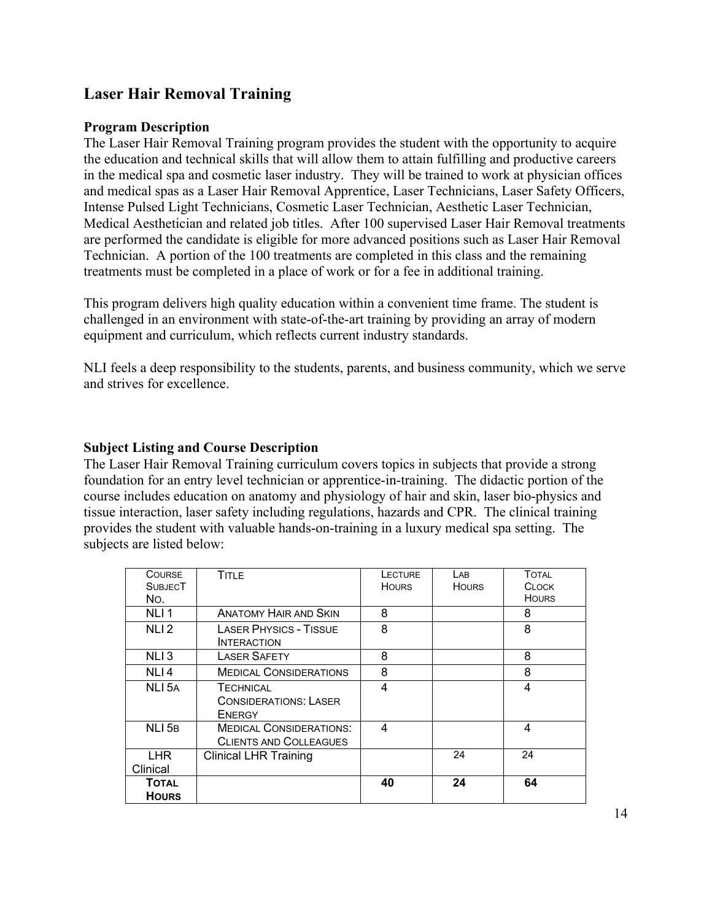## Laser Hair Removal Training

### Program Description

The Laser Hair Removal Training program provides the student with the opportunity to acquire the education and technical skills that will allow them to attain fulfilling and productive careers in the medical spa and cosmetic laser industry. They will be trained to work at physician offices and medical spas as a Laser Hair Removal Apprentice, Laser Technicians, Laser Safety Officers, Intense Pulsed Light Technicians, Cosmetic Laser Technician, Aesthetic Laser Technician, Medical Aesthetician and related job titles. After 100 supervised Laser Hair Removal treatments are performed the candidate is eligible for more advanced positions such as Laser Hair Removal Technician. A portion of the 100 treatments are completed in this class and the remaining treatments must be completed in a place of work or for a fee in additional training.

This program delivers high quality education within a convenient time frame. The student is challenged in an environment with state-of-the-art training by providing an array of modern equipment and curriculum, which reflects current industry standards.

NLI feels a deep responsibility to the students, parents, and business community, which we serve and strives for excellence.

### Subject Listing and Course Description

The Laser Hair Removal Training curriculum covers topics in subjects that provide a strong foundation for an entry level technician or apprentice-in-training. The didactic portion of the course includes education on anatomy and physiology of hair and skin, laser bio-physics and tissue interaction, laser safety including regulations, hazards and CPR. The clinical training provides the student with valuable hands-on-training in a luxury medical spa setting. The subjects are listed below:

| Course Subject No. | Title | Lecture Hours | Lab Hours | Total Clock Hours |
|---|---|---|---|---|
| NLI 1 | Anatomy Hair and Skin | 8 | | 8 |
| NLI 2 | Laser Physics - Tissue Interaction | 8 | | 8 |
| NLI 3 | Laser Safety | 8 | | 8 |
| NLI 4 | Medical Considerations | 8 | | 8 |
| NLI 5A | Technical Considerations: Laser Energy | 4 | | 4 |
| NLI 5B | Medical Considerations: Clients and Colleagues | 4 | | 4 |
| LHR Clinical | Clinical LHR Training | | 24 | 24 |
| **Total Hours** | | **40** | **24** | **64** |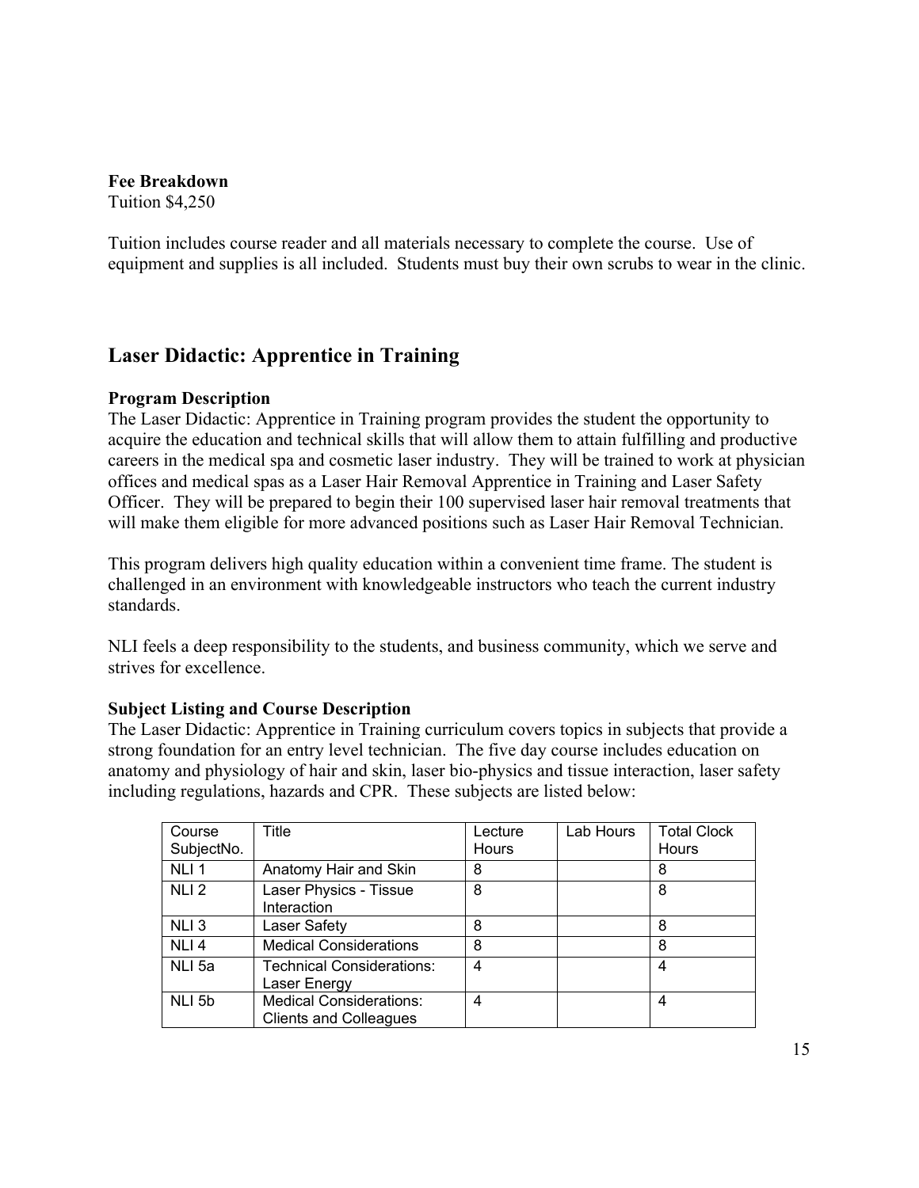**Fee Breakdown**
Tuition $4,250

Tuition includes course reader and all materials necessary to complete the course. Use of equipment and supplies is all included. Students must buy their own scrubs to wear in the clinic.

## Laser Didactic: Apprentice in Training

**Program Description**
The Laser Didactic: Apprentice in Training program provides the student the opportunity to acquire the education and technical skills that will allow them to attain fulfilling and productive careers in the medical spa and cosmetic laser industry. They will be trained to work at physician offices and medical spas as a Laser Hair Removal Apprentice in Training and Laser Safety Officer. They will be prepared to begin their 100 supervised laser hair removal treatments that will make them eligible for more advanced positions such as Laser Hair Removal Technician.

This program delivers high quality education within a convenient time frame. The student is challenged in an environment with knowledgeable instructors who teach the current industry standards.

NLI feels a deep responsibility to the students, and business community, which we serve and strives for excellence.

**Subject Listing and Course Description**
The Laser Didactic: Apprentice in Training curriculum covers topics in subjects that provide a strong foundation for an entry level technician. The five day course includes education on anatomy and physiology of hair and skin, laser bio-physics and tissue interaction, laser safety including regulations, hazards and CPR. These subjects are listed below:

| Course SubjectNo. | Title | Lecture Hours | Lab Hours | Total Clock Hours |
|---|---|---|---|---|
| NLI 1 | Anatomy Hair and Skin | 8 | | 8 |
| NLI 2 | Laser Physics - Tissue Interaction | 8 | | 8 |
| NLI 3 | Laser Safety | 8 | | 8 |
| NLI 4 | Medical Considerations | 8 | | 8 |
| NLI 5a | Technical Considerations: Laser Energy | 4 | | 4 |
| NLI 5b | Medical Considerations: Clients and Colleagues | 4 | | 4 |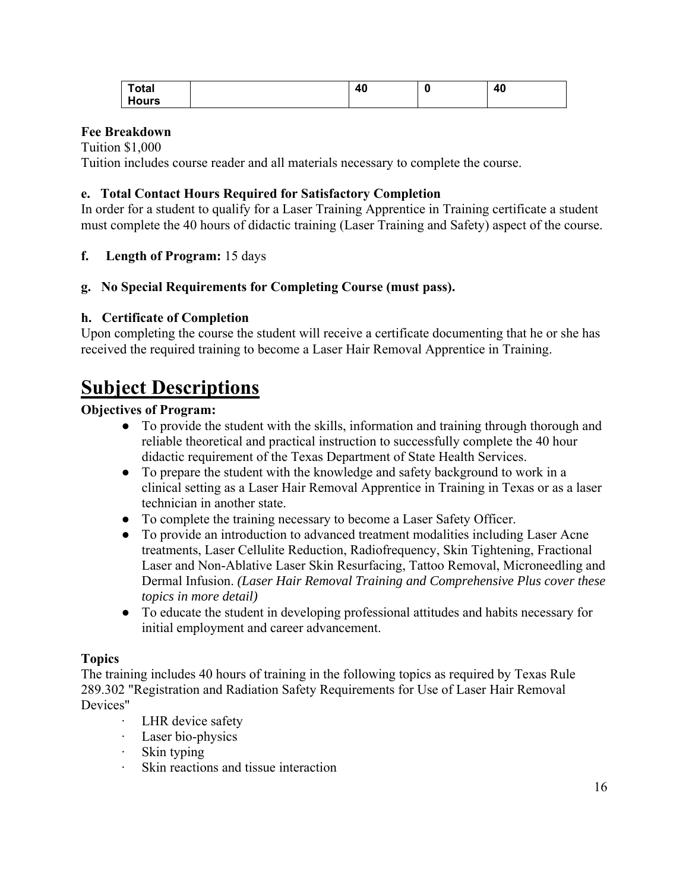| Total Hours | | 40 | 0 | 40 |
|---|---|---|---|---|

**Fee Breakdown**

Tuition $1,000

Tuition includes course reader and all materials necessary to complete the course.

**e. Total Contact Hours Required for Satisfactory Completion**

In order for a student to qualify for a Laser Training Apprentice in Training certificate a student must complete the 40 hours of didactic training (Laser Training and Safety) aspect of the course.

**f. Length of Program:** 15 days

**g. No Special Requirements for Completing Course (must pass).**

**h. Certificate of Completion**

Upon completing the course the student will receive a certificate documenting that he or she has received the required training to become a Laser Hair Removal Apprentice in Training.

# Subject Descriptions

**Objectives of Program:**

- To provide the student with the skills, information and training through thorough and reliable theoretical and practical instruction to successfully complete the 40 hour didactic requirement of the Texas Department of State Health Services.
- To prepare the student with the knowledge and safety background to work in a clinical setting as a Laser Hair Removal Apprentice in Training in Texas or as a laser technician in another state.
- To complete the training necessary to become a Laser Safety Officer.
- To provide an introduction to advanced treatment modalities including Laser Acne treatments, Laser Cellulite Reduction, Radiofrequency, Skin Tightening, Fractional Laser and Non-Ablative Laser Skin Resurfacing, Tattoo Removal, Microneedling and Dermal Infusion. *(Laser Hair Removal Training and Comprehensive Plus cover these topics in more detail)*
- To educate the student in developing professional attitudes and habits necessary for initial employment and career advancement.

**Topics**

The training includes 40 hours of training in the following topics as required by Texas Rule 289.302 "Registration and Radiation Safety Requirements for Use of Laser Hair Removal Devices"

- LHR device safety
- Laser bio-physics
- Skin typing
- Skin reactions and tissue interaction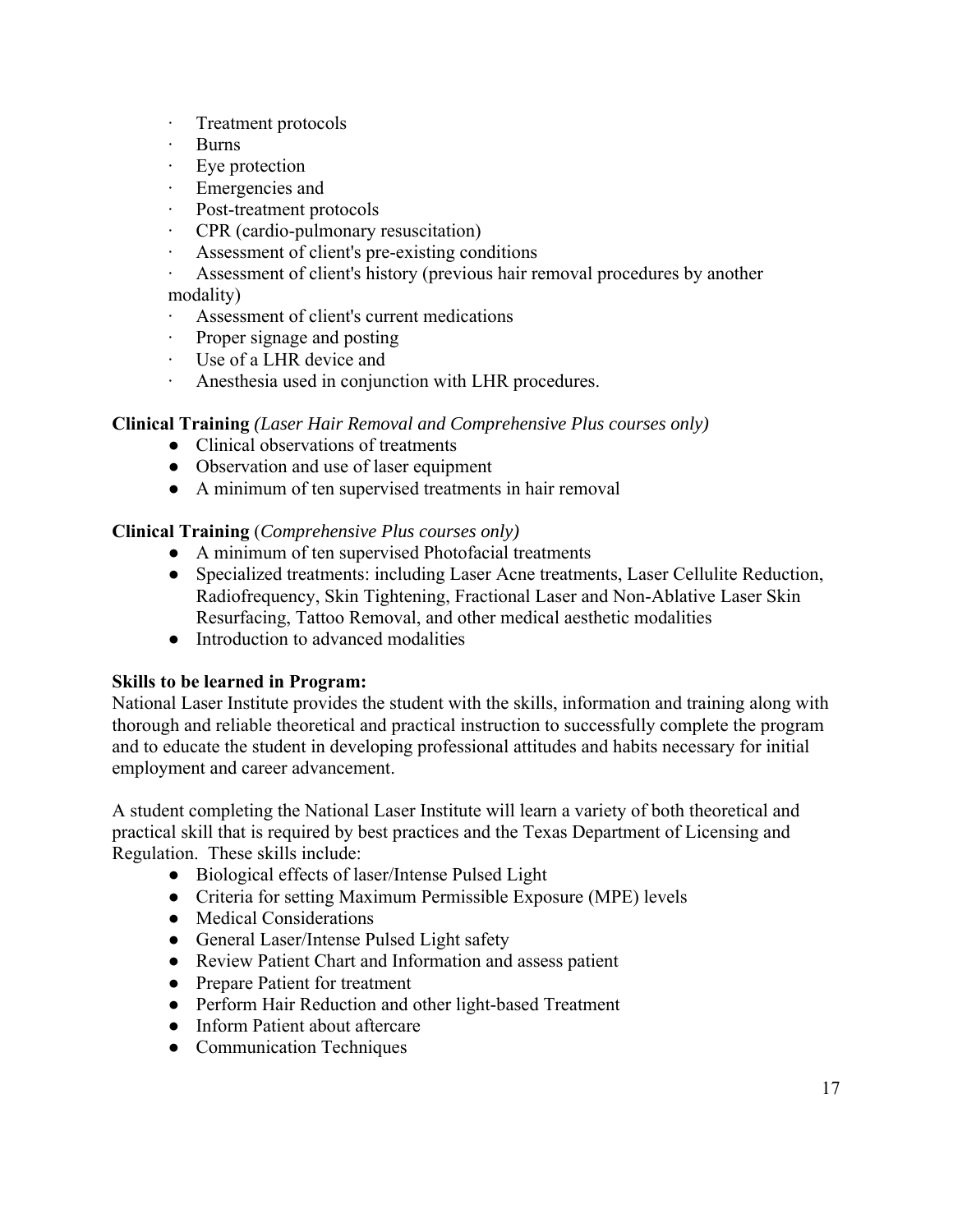- Treatment protocols
- Burns
- Eye protection
- Emergencies and
- Post-treatment protocols
- CPR (cardio-pulmonary resuscitation)
- Assessment of client's pre-existing conditions
- Assessment of client's history (previous hair removal procedures by another modality)
- Assessment of client's current medications
- Proper signage and posting
- Use of a LHR device and
- Anesthesia used in conjunction with LHR procedures.

**Clinical Training** *(Laser Hair Removal and Comprehensive Plus courses only)*

- Clinical observations of treatments
- Observation and use of laser equipment
- A minimum of ten supervised treatments in hair removal

**Clinical Training** (*Comprehensive Plus courses only)*

- A minimum of ten supervised Photofacial treatments
- Specialized treatments: including Laser Acne treatments, Laser Cellulite Reduction, Radiofrequency, Skin Tightening, Fractional Laser and Non-Ablative Laser Skin Resurfacing, Tattoo Removal, and other medical aesthetic modalities
- Introduction to advanced modalities

**Skills to be learned in Program:**

National Laser Institute provides the student with the skills, information and training along with thorough and reliable theoretical and practical instruction to successfully complete the program and to educate the student in developing professional attitudes and habits necessary for initial employment and career advancement.

A student completing the National Laser Institute will learn a variety of both theoretical and practical skill that is required by best practices and the Texas Department of Licensing and Regulation. These skills include:

- Biological effects of laser/Intense Pulsed Light
- Criteria for setting Maximum Permissible Exposure (MPE) levels
- Medical Considerations
- General Laser/Intense Pulsed Light safety
- Review Patient Chart and Information and assess patient
- Prepare Patient for treatment
- Perform Hair Reduction and other light-based Treatment
- Inform Patient about aftercare
- Communication Techniques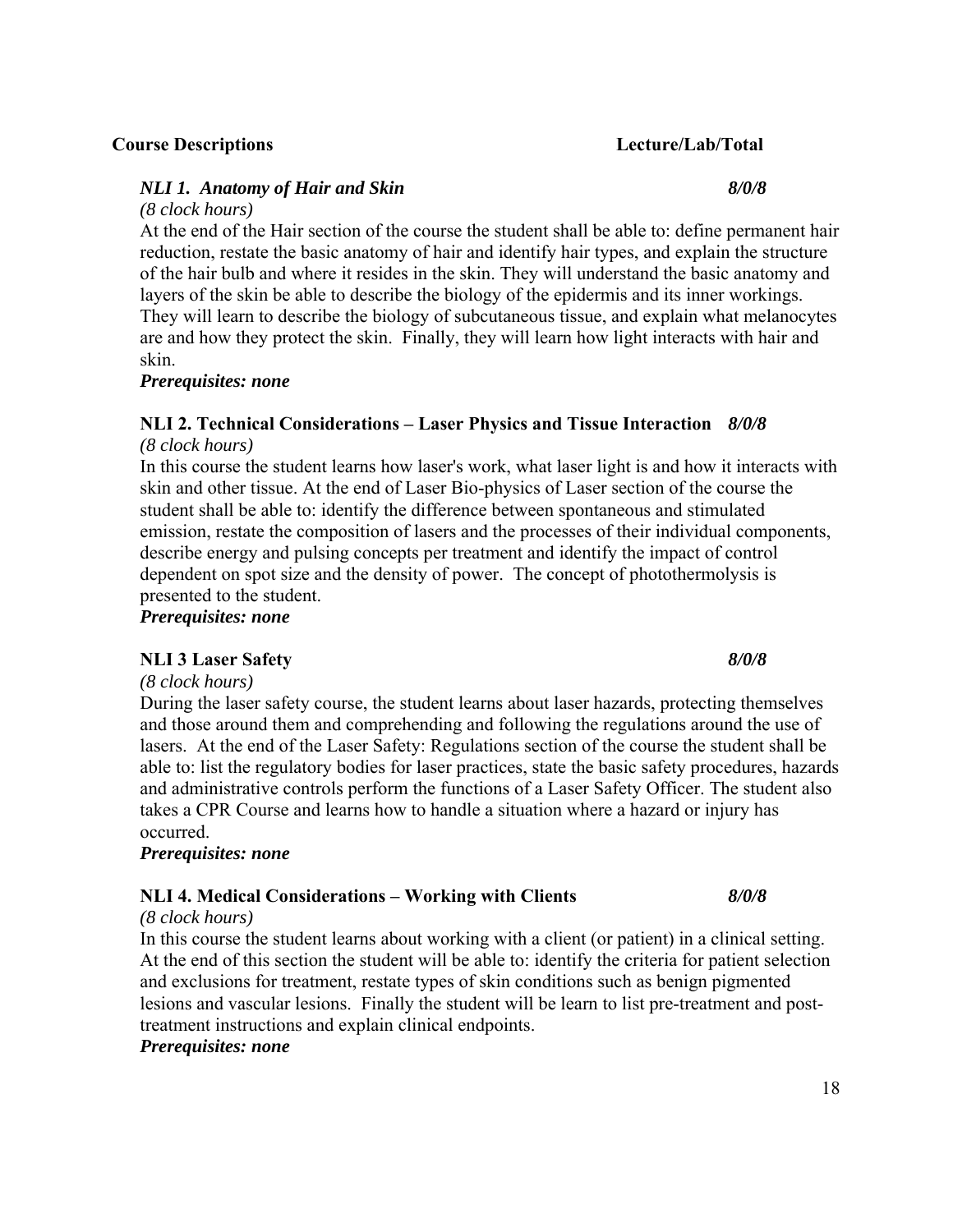**Course Descriptions** **Lecture/Lab/Total**

***NLI 1. Anatomy of Hair and Skin*** ***8/0/8***

*(8 clock hours)*

At the end of the Hair section of the course the student shall be able to: define permanent hair reduction, restate the basic anatomy of hair and identify hair types, and explain the structure of the hair bulb and where it resides in the skin. They will understand the basic anatomy and layers of the skin be able to describe the biology of the epidermis and its inner workings. They will learn to describe the biology of subcutaneous tissue, and explain what melanocytes are and how they protect the skin. Finally, they will learn how light interacts with hair and skin.

***Prerequisites: none***

**NLI 2. Technical Considerations – Laser Physics and Tissue Interaction** ***8/0/8***

*(8 clock hours)*

In this course the student learns how laser's work, what laser light is and how it interacts with skin and other tissue. At the end of Laser Bio-physics of Laser section of the course the student shall be able to: identify the difference between spontaneous and stimulated emission, restate the composition of lasers and the processes of their individual components, describe energy and pulsing concepts per treatment and identify the impact of control dependent on spot size and the density of power. The concept of photothermolysis is presented to the student.

***Prerequisites: none***

**NLI 3 Laser Safety** ***8/0/8***

*(8 clock hours)*

During the laser safety course, the student learns about laser hazards, protecting themselves and those around them and comprehending and following the regulations around the use of lasers. At the end of the Laser Safety: Regulations section of the course the student shall be able to: list the regulatory bodies for laser practices, state the basic safety procedures, hazards and administrative controls perform the functions of a Laser Safety Officer. The student also takes a CPR Course and learns how to handle a situation where a hazard or injury has occurred.

***Prerequisites: none***

**NLI 4. Medical Considerations – Working with Clients** ***8/0/8***

*(8 clock hours)*

In this course the student learns about working with a client (or patient) in a clinical setting. At the end of this section the student will be able to: identify the criteria for patient selection and exclusions for treatment, restate types of skin conditions such as benign pigmented lesions and vascular lesions. Finally the student will be learn to list pre-treatment and post-treatment instructions and explain clinical endpoints.

***Prerequisites: none***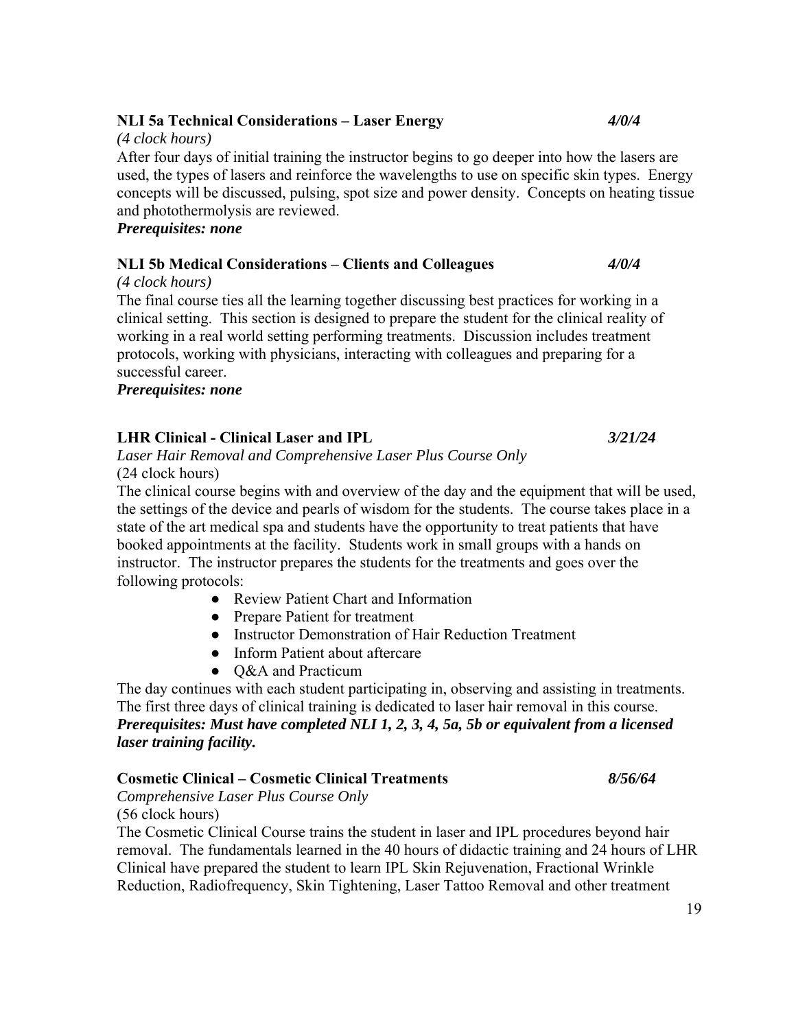**NLI 5a Technical Considerations – Laser Energy** ***4/0/4***

*(4 clock hours)*

After four days of initial training the instructor begins to go deeper into how the lasers are used, the types of lasers and reinforce the wavelengths to use on specific skin types. Energy concepts will be discussed, pulsing, spot size and power density. Concepts on heating tissue and photothermolysis are reviewed.

***Prerequisites: none***

**NLI 5b Medical Considerations – Clients and Colleagues** ***4/0/4***

*(4 clock hours)*

The final course ties all the learning together discussing best practices for working in a clinical setting. This section is designed to prepare the student for the clinical reality of working in a real world setting performing treatments. Discussion includes treatment protocols, working with physicians, interacting with colleagues and preparing for a successful career.

***Prerequisites: none***

**LHR Clinical - Clinical Laser and IPL** ***3/21/24***

*Laser Hair Removal and Comprehensive Laser Plus Course Only*

(24 clock hours)

The clinical course begins with and overview of the day and the equipment that will be used, the settings of the device and pearls of wisdom for the students. The course takes place in a state of the art medical spa and students have the opportunity to treat patients that have booked appointments at the facility. Students work in small groups with a hands on instructor. The instructor prepares the students for the treatments and goes over the following protocols:

- Review Patient Chart and Information
- Prepare Patient for treatment
- Instructor Demonstration of Hair Reduction Treatment
- Inform Patient about aftercare
- Q&A and Practicum

The day continues with each student participating in, observing and assisting in treatments. The first three days of clinical training is dedicated to laser hair removal in this course.

***Prerequisites: Must have completed NLI 1, 2, 3, 4, 5a, 5b or equivalent from a licensed laser training facility.***

**Cosmetic Clinical – Cosmetic Clinical Treatments** ***8/56/64***

*Comprehensive Laser Plus Course Only*

(56 clock hours)

The Cosmetic Clinical Course trains the student in laser and IPL procedures beyond hair removal. The fundamentals learned in the 40 hours of didactic training and 24 hours of LHR Clinical have prepared the student to learn IPL Skin Rejuvenation, Fractional Wrinkle Reduction, Radiofrequency, Skin Tightening, Laser Tattoo Removal and other treatment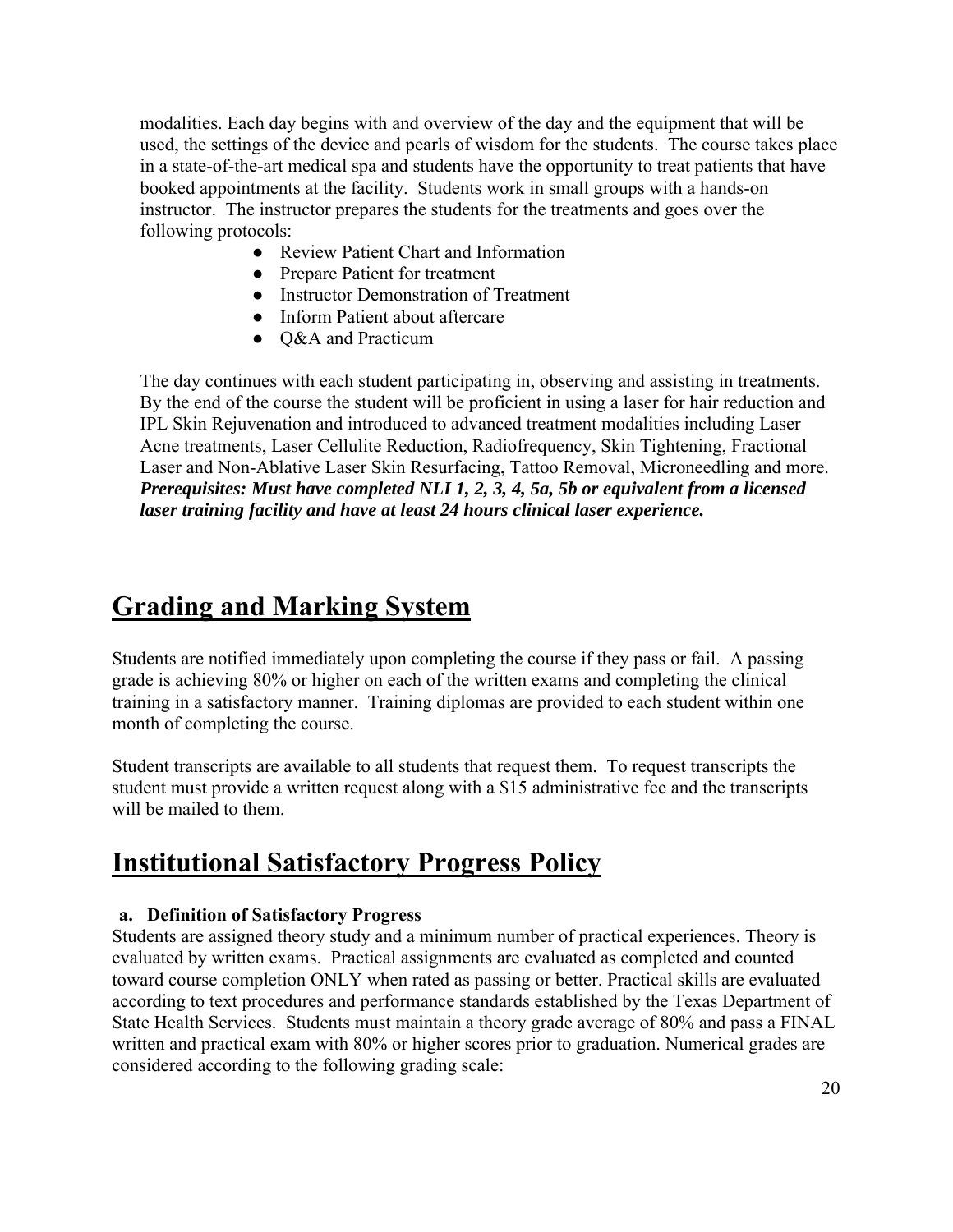modalities. Each day begins with and overview of the day and the equipment that will be used, the settings of the device and pearls of wisdom for the students. The course takes place in a state-of-the-art medical spa and students have the opportunity to treat patients that have booked appointments at the facility. Students work in small groups with a hands-on instructor. The instructor prepares the students for the treatments and goes over the following protocols:

- Review Patient Chart and Information
- Prepare Patient for treatment
- Instructor Demonstration of Treatment
- Inform Patient about aftercare
- Q&A and Practicum

The day continues with each student participating in, observing and assisting in treatments. By the end of the course the student will be proficient in using a laser for hair reduction and IPL Skin Rejuvenation and introduced to advanced treatment modalities including Laser Acne treatments, Laser Cellulite Reduction, Radiofrequency, Skin Tightening, Fractional Laser and Non-Ablative Laser Skin Resurfacing, Tattoo Removal, Microneedling and more. ***Prerequisites: Must have completed NLI 1, 2, 3, 4, 5a, 5b or equivalent from a licensed laser training facility and have at least 24 hours clinical laser experience.***

# Grading and Marking System

Students are notified immediately upon completing the course if they pass or fail. A passing grade is achieving 80% or higher on each of the written exams and completing the clinical training in a satisfactory manner. Training diplomas are provided to each student within one month of completing the course.

Student transcripts are available to all students that request them. To request transcripts the student must provide a written request along with a $15 administrative fee and the transcripts will be mailed to them.

# Institutional Satisfactory Progress Policy

**a. Definition of Satisfactory Progress**

Students are assigned theory study and a minimum number of practical experiences. Theory is evaluated by written exams. Practical assignments are evaluated as completed and counted toward course completion ONLY when rated as passing or better. Practical skills are evaluated according to text procedures and performance standards established by the Texas Department of State Health Services. Students must maintain a theory grade average of 80% and pass a FINAL written and practical exam with 80% or higher scores prior to graduation. Numerical grades are considered according to the following grading scale: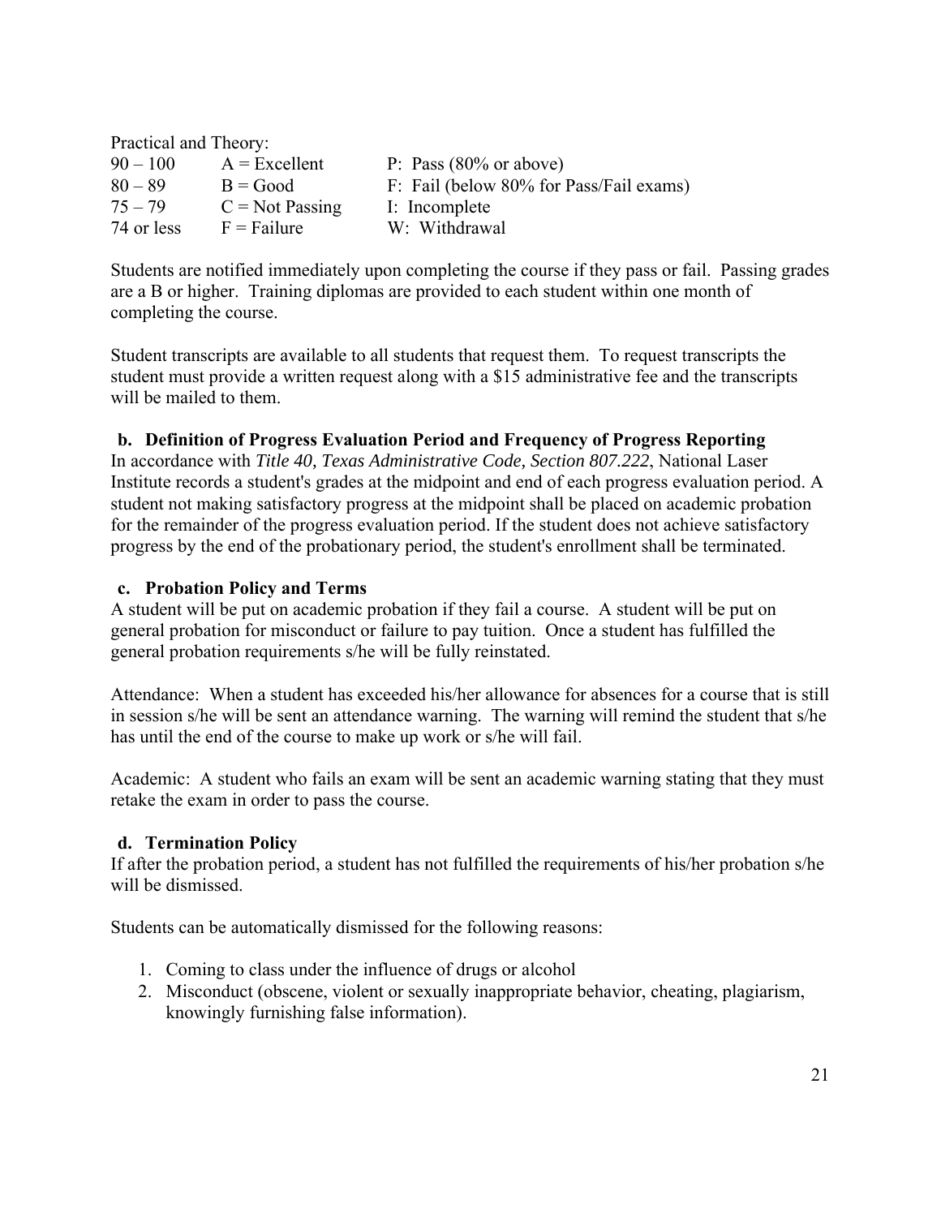Practical and Theory:

| | | |
|---|---|---|
| 90 – 100 | A = Excellent | P: Pass (80% or above) |
| 80 – 89 | B = Good | F: Fail (below 80% for Pass/Fail exams) |
| 75 – 79 | C = Not Passing | I: Incomplete |
| 74 or less | F = Failure | W: Withdrawal |

Students are notified immediately upon completing the course if they pass or fail. Passing grades are a B or higher. Training diplomas are provided to each student within one month of completing the course.

Student transcripts are available to all students that request them. To request transcripts the student must provide a written request along with a $15 administrative fee and the transcripts will be mailed to them.

### b. Definition of Progress Evaluation Period and Frequency of Progress Reporting

In accordance with *Title 40, Texas Administrative Code, Section 807.222*, National Laser Institute records a student's grades at the midpoint and end of each progress evaluation period. A student not making satisfactory progress at the midpoint shall be placed on academic probation for the remainder of the progress evaluation period. If the student does not achieve satisfactory progress by the end of the probationary period, the student's enrollment shall be terminated.

### c. Probation Policy and Terms

A student will be put on academic probation if they fail a course. A student will be put on general probation for misconduct or failure to pay tuition. Once a student has fulfilled the general probation requirements s/he will be fully reinstated.

Attendance: When a student has exceeded his/her allowance for absences for a course that is still in session s/he will be sent an attendance warning. The warning will remind the student that s/he has until the end of the course to make up work or s/he will fail.

Academic: A student who fails an exam will be sent an academic warning stating that they must retake the exam in order to pass the course.

### d. Termination Policy

If after the probation period, a student has not fulfilled the requirements of his/her probation s/he will be dismissed.

Students can be automatically dismissed for the following reasons:

1. Coming to class under the influence of drugs or alcohol
2. Misconduct (obscene, violent or sexually inappropriate behavior, cheating, plagiarism, knowingly furnishing false information).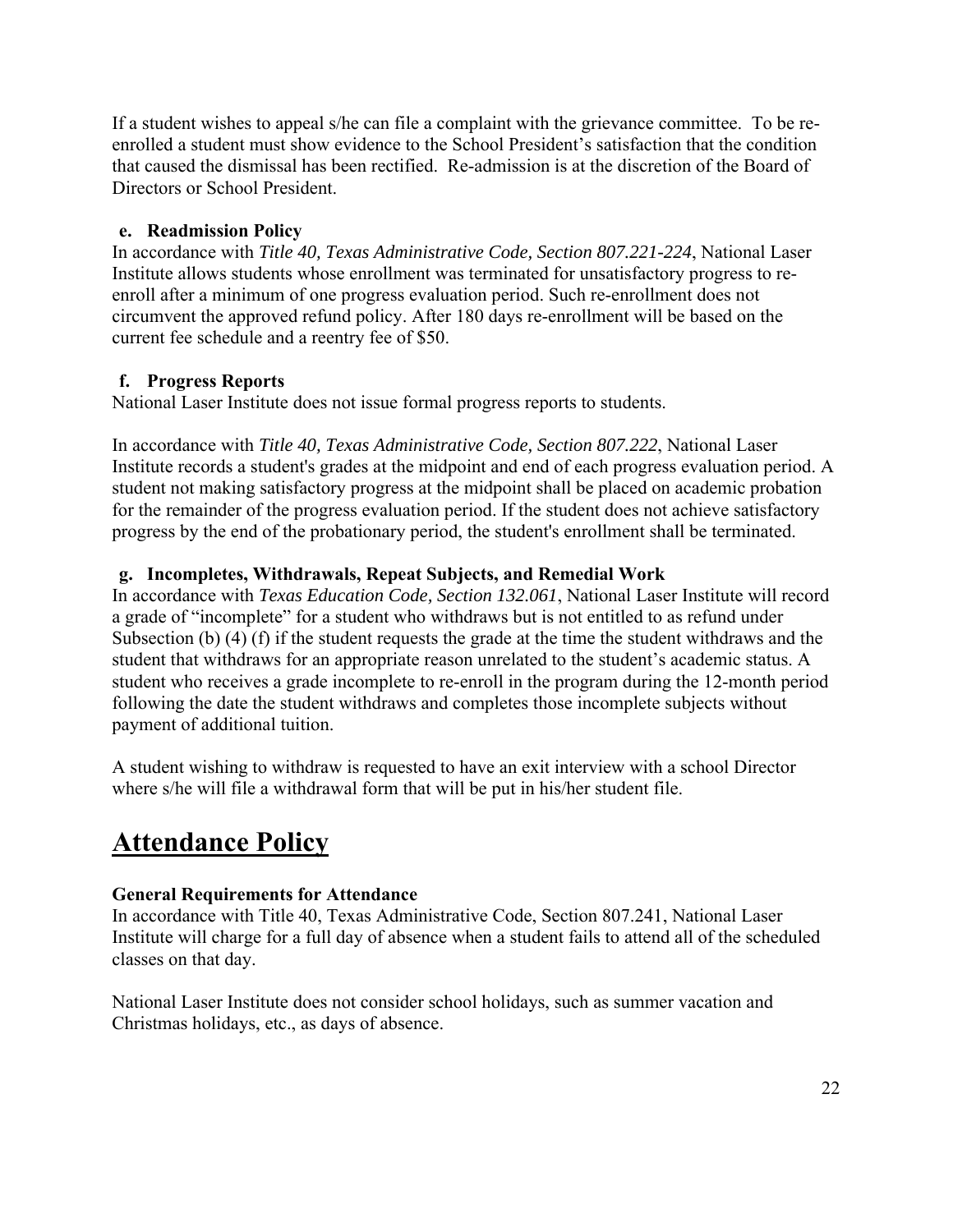If a student wishes to appeal s/he can file a complaint with the grievance committee. To be re-enrolled a student must show evidence to the School President's satisfaction that the condition that caused the dismissal has been rectified. Re-admission is at the discretion of the Board of Directors or School President.

### e. Readmission Policy

In accordance with *Title 40, Texas Administrative Code, Section 807.221-224*, National Laser Institute allows students whose enrollment was terminated for unsatisfactory progress to re-enroll after a minimum of one progress evaluation period. Such re-enrollment does not circumvent the approved refund policy. After 180 days re-enrollment will be based on the current fee schedule and a reentry fee of $50.

### f. Progress Reports

National Laser Institute does not issue formal progress reports to students.

In accordance with *Title 40, Texas Administrative Code, Section 807.222*, National Laser Institute records a student's grades at the midpoint and end of each progress evaluation period. A student not making satisfactory progress at the midpoint shall be placed on academic probation for the remainder of the progress evaluation period. If the student does not achieve satisfactory progress by the end of the probationary period, the student's enrollment shall be terminated.

### g. Incompletes, Withdrawals, Repeat Subjects, and Remedial Work

In accordance with *Texas Education Code, Section 132.061*, National Laser Institute will record a grade of "incomplete" for a student who withdraws but is not entitled to as refund under Subsection (b) (4) (f) if the student requests the grade at the time the student withdraws and the student that withdraws for an appropriate reason unrelated to the student's academic status. A student who receives a grade incomplete to re-enroll in the program during the 12-month period following the date the student withdraws and completes those incomplete subjects without payment of additional tuition.

A student wishing to withdraw is requested to have an exit interview with a school Director where s/he will file a withdrawal form that will be put in his/her student file.

# Attendance Policy

**General Requirements for Attendance**

In accordance with Title 40, Texas Administrative Code, Section 807.241, National Laser Institute will charge for a full day of absence when a student fails to attend all of the scheduled classes on that day.

National Laser Institute does not consider school holidays, such as summer vacation and Christmas holidays, etc., as days of absence.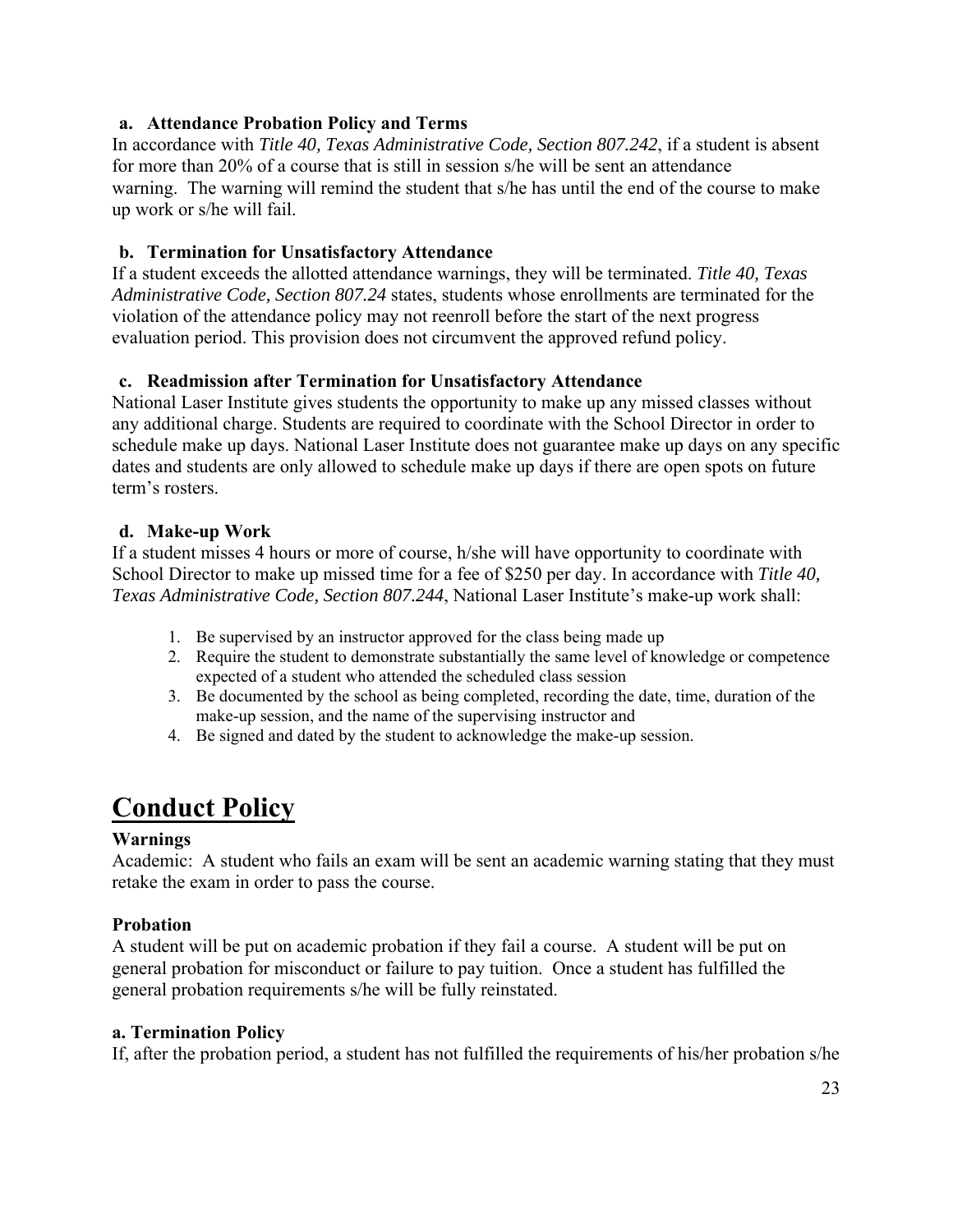**a. Attendance Probation Policy and Terms**

In accordance with *Title 40, Texas Administrative Code, Section 807.242*, if a student is absent for more than 20% of a course that is still in session s/he will be sent an attendance warning. The warning will remind the student that s/he has until the end of the course to make up work or s/he will fail.

**b. Termination for Unsatisfactory Attendance**

If a student exceeds the allotted attendance warnings, they will be terminated. *Title 40, Texas Administrative Code, Section 807.24* states, students whose enrollments are terminated for the violation of the attendance policy may not reenroll before the start of the next progress evaluation period. This provision does not circumvent the approved refund policy.

**c. Readmission after Termination for Unsatisfactory Attendance**

National Laser Institute gives students the opportunity to make up any missed classes without any additional charge. Students are required to coordinate with the School Director in order to schedule make up days. National Laser Institute does not guarantee make up days on any specific dates and students are only allowed to schedule make up days if there are open spots on future term's rosters.

**d. Make-up Work**

If a student misses 4 hours or more of course, h/she will have opportunity to coordinate with School Director to make up missed time for a fee of $250 per day. In accordance with *Title 40, Texas Administrative Code, Section 807.244*, National Laser Institute's make-up work shall:

1. Be supervised by an instructor approved for the class being made up
2. Require the student to demonstrate substantially the same level of knowledge or competence expected of a student who attended the scheduled class session
3. Be documented by the school as being completed, recording the date, time, duration of the make-up session, and the name of the supervising instructor and
4. Be signed and dated by the student to acknowledge the make-up session.

# Conduct Policy

**Warnings**

Academic: A student who fails an exam will be sent an academic warning stating that they must retake the exam in order to pass the course.

**Probation**

A student will be put on academic probation if they fail a course. A student will be put on general probation for misconduct or failure to pay tuition. Once a student has fulfilled the general probation requirements s/he will be fully reinstated.

**a. Termination Policy**

If, after the probation period, a student has not fulfilled the requirements of his/her probation s/he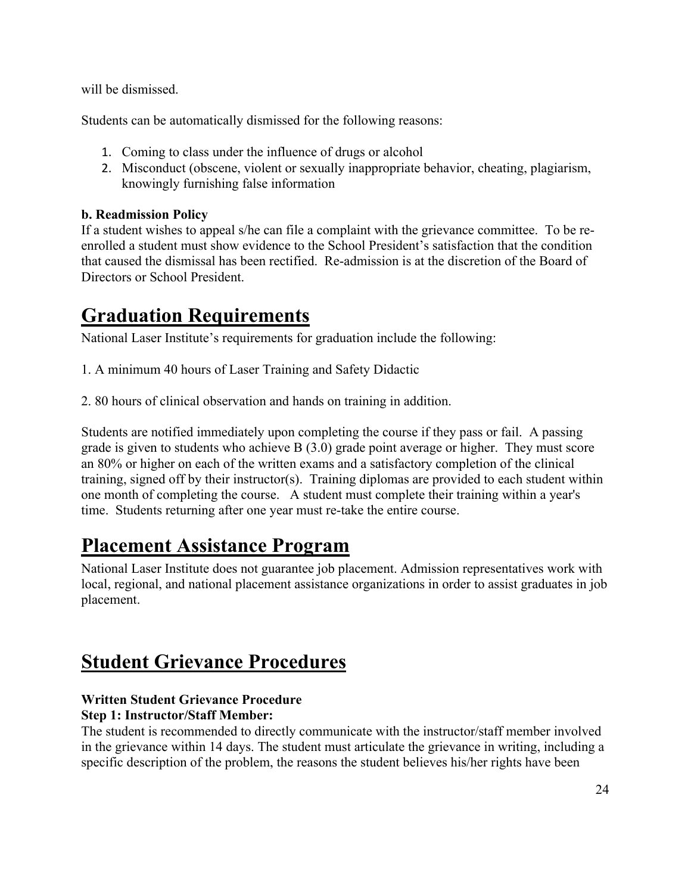will be dismissed.

Students can be automatically dismissed for the following reasons:

1. Coming to class under the influence of drugs or alcohol
2. Misconduct (obscene, violent or sexually inappropriate behavior, cheating, plagiarism, knowingly furnishing false information

**b. Readmission Policy**
If a student wishes to appeal s/he can file a complaint with the grievance committee. To be re-enrolled a student must show evidence to the School President's satisfaction that the condition that caused the dismissal has been rectified. Re-admission is at the discretion of the Board of Directors or School President.

# Graduation Requirements

National Laser Institute's requirements for graduation include the following:

1. A minimum 40 hours of Laser Training and Safety Didactic

2. 80 hours of clinical observation and hands on training in addition.

Students are notified immediately upon completing the course if they pass or fail. A passing grade is given to students who achieve B (3.0) grade point average or higher. They must score an 80% or higher on each of the written exams and a satisfactory completion of the clinical training, signed off by their instructor(s). Training diplomas are provided to each student within one month of completing the course. A student must complete their training within a year's time. Students returning after one year must re-take the entire course.

# Placement Assistance Program

National Laser Institute does not guarantee job placement. Admission representatives work with local, regional, and national placement assistance organizations in order to assist graduates in job placement.

# Student Grievance Procedures

**Written Student Grievance Procedure**
**Step 1: Instructor/Staff Member:**
The student is recommended to directly communicate with the instructor/staff member involved in the grievance within 14 days. The student must articulate the grievance in writing, including a specific description of the problem, the reasons the student believes his/her rights have been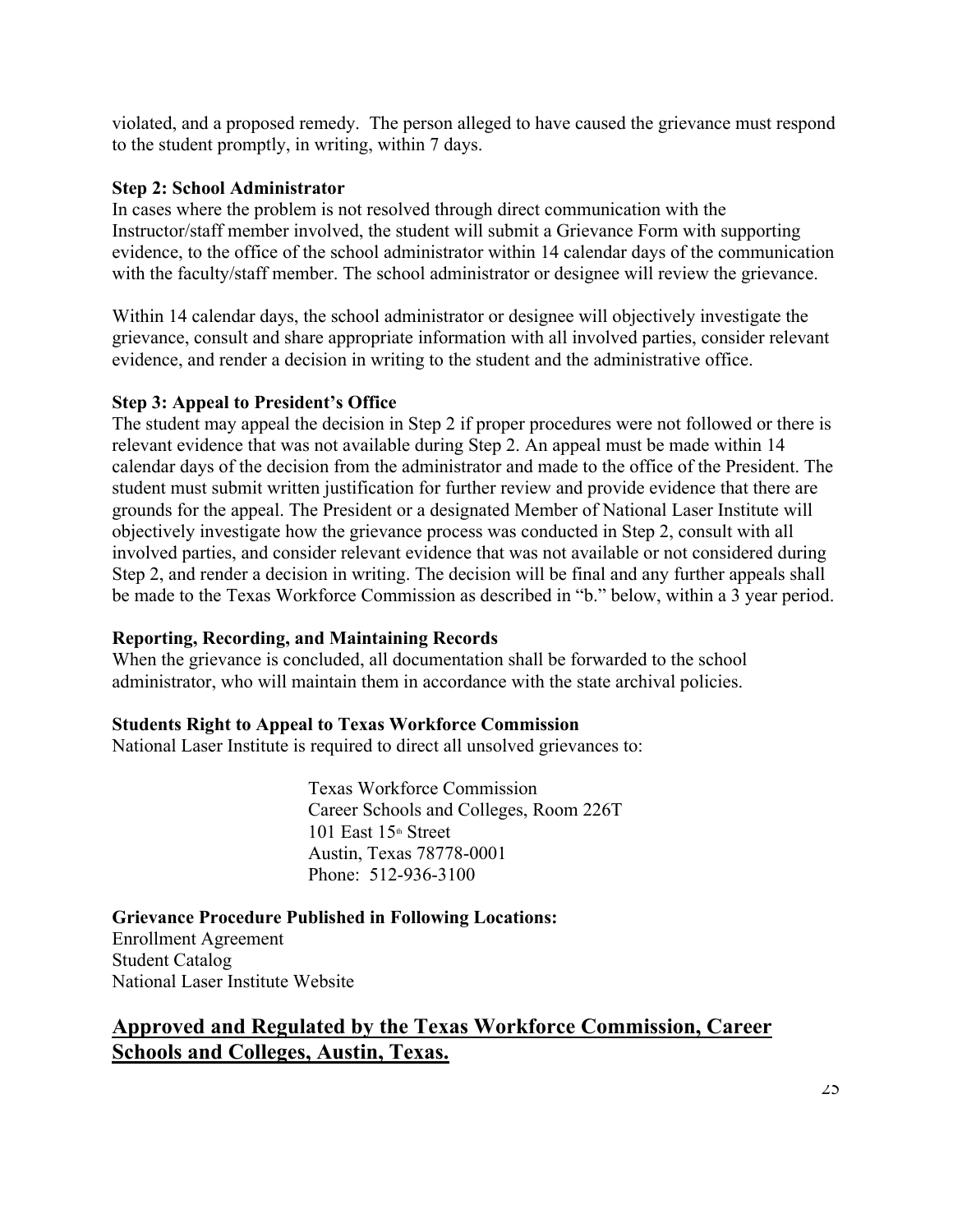violated, and a proposed remedy. The person alleged to have caused the grievance must respond to the student promptly, in writing, within 7 days.

**Step 2: School Administrator**

In cases where the problem is not resolved through direct communication with the Instructor/staff member involved, the student will submit a Grievance Form with supporting evidence, to the office of the school administrator within 14 calendar days of the communication with the faculty/staff member. The school administrator or designee will review the grievance.

Within 14 calendar days, the school administrator or designee will objectively investigate the grievance, consult and share appropriate information with all involved parties, consider relevant evidence, and render a decision in writing to the student and the administrative office.

**Step 3: Appeal to President's Office**

The student may appeal the decision in Step 2 if proper procedures were not followed or there is relevant evidence that was not available during Step 2. An appeal must be made within 14 calendar days of the decision from the administrator and made to the office of the President. The student must submit written justification for further review and provide evidence that there are grounds for the appeal. The President or a designated Member of National Laser Institute will objectively investigate how the grievance process was conducted in Step 2, consult with all involved parties, and consider relevant evidence that was not available or not considered during Step 2, and render a decision in writing. The decision will be final and any further appeals shall be made to the Texas Workforce Commission as described in "b." below, within a 3 year period.

**Reporting, Recording, and Maintaining Records**

When the grievance is concluded, all documentation shall be forwarded to the school administrator, who will maintain them in accordance with the state archival policies.

**Students Right to Appeal to Texas Workforce Commission**

National Laser Institute is required to direct all unsolved grievances to:

Texas Workforce Commission
Career Schools and Colleges, Room 226T
101 East 15th Street
Austin, Texas 78778-0001
Phone: 512-936-3100

**Grievance Procedure Published in Following Locations:**

Enrollment Agreement
Student Catalog
National Laser Institute Website

## <u>Approved and Regulated by the Texas Workforce Commission, Career Schools and Colleges, Austin, Texas.</u>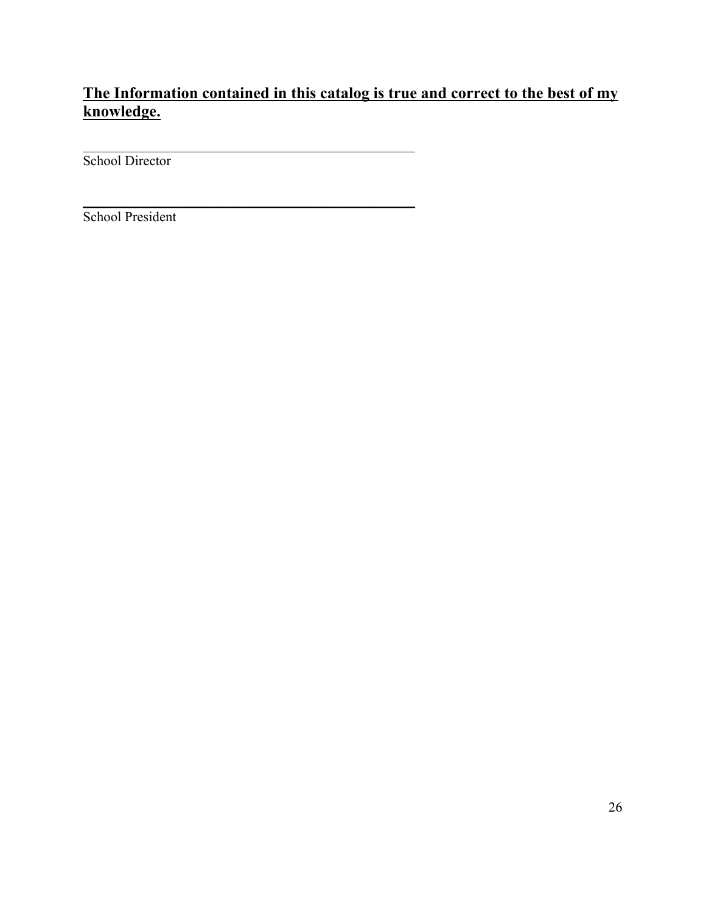**The Information contained in this catalog is true and correct to the best of my knowledge.**

\_\_\_\_\_\_\_\_\_\_\_\_\_\_\_\_\_\_\_\_\_\_\_\_\_\_\_\_\_\_\_\_\_\_\_\_\_\_\_\_\_\_\_\_\_\_\_\_

School Director

\_\_\_\_\_\_\_\_\_\_\_\_\_\_\_\_\_\_\_\_\_\_\_\_\_\_\_\_\_\_\_\_\_\_\_\_\_\_\_\_\_\_\_\_\_\_\_\_

School President